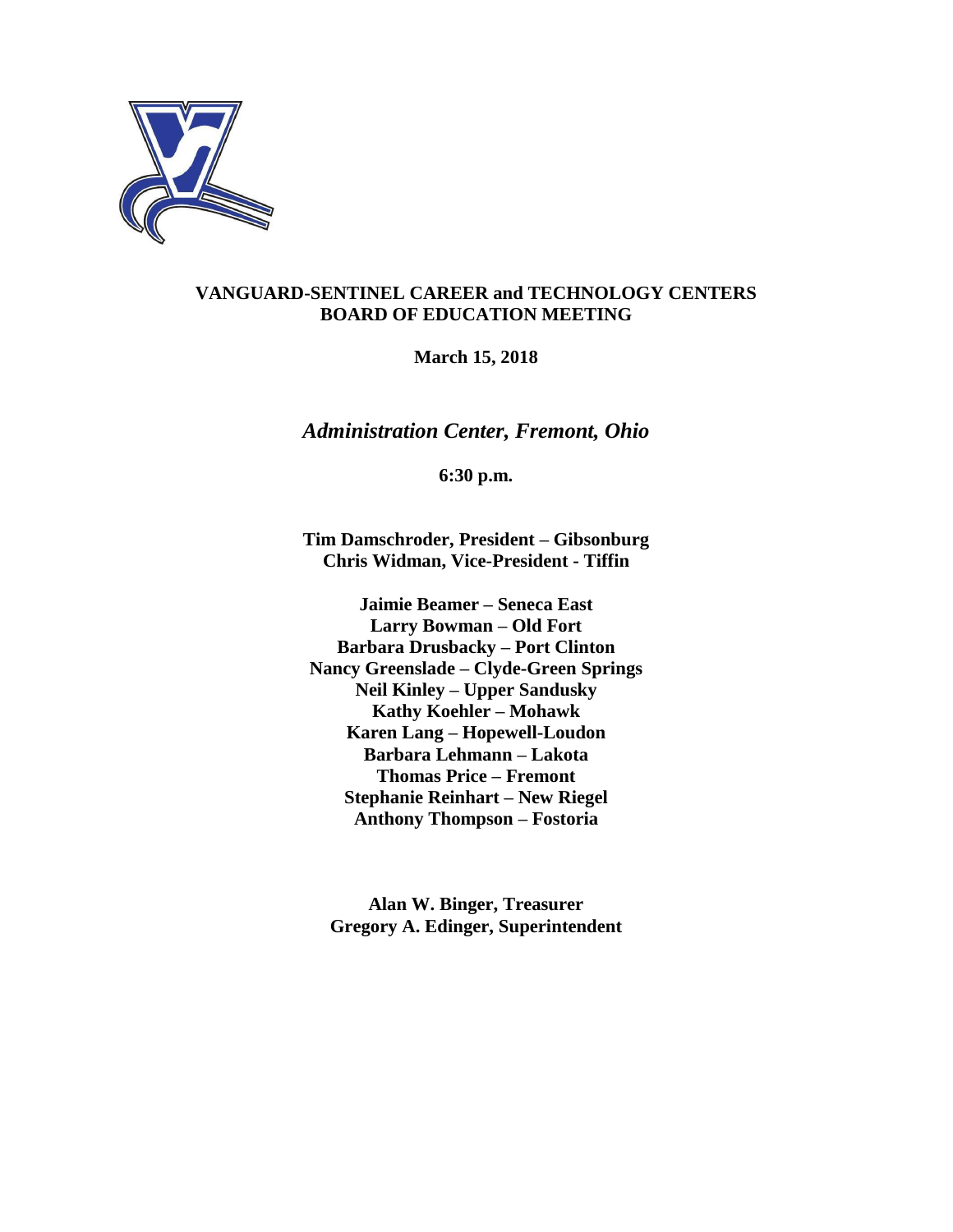# VANGUARD-SENTINEL CAREER and TECHNOLOGY CENTERS
# BOARD OF EDUCATION MEETING

**March 15, 2018**

***Administration Center, Fremont, Ohio***

**6:30 p.m.**

**Tim Damschroder, President – Gibsonburg**
**Chris Widman, Vice-President - Tiffin**

**Jaimie Beamer – Seneca East**
**Larry Bowman – Old Fort**
**Barbara Drusbacky – Port Clinton**
**Nancy Greenslade – Clyde-Green Springs**
**Neil Kinley – Upper Sandusky**
**Kathy Koehler – Mohawk**
**Karen Lang – Hopewell-Loudon**
**Barbara Lehmann – Lakota**
**Thomas Price – Fremont**
**Stephanie Reinhart – New Riegel**
**Anthony Thompson – Fostoria**

**Alan W. Binger, Treasurer**
**Gregory A. Edinger, Superintendent**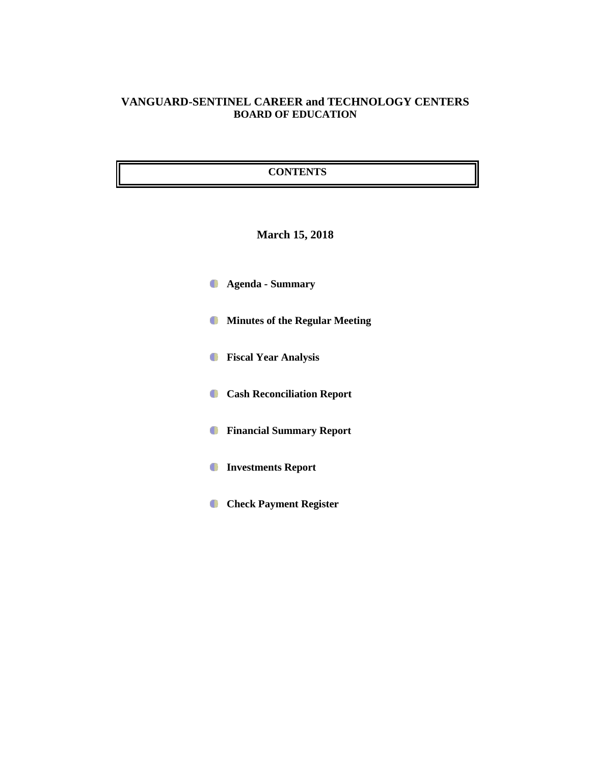# VANGUARD-SENTINEL CAREER and TECHNOLOGY CENTERS
## BOARD OF EDUCATION

## CONTENTS

**March 15, 2018**

- **Agenda - Summary**
- **Minutes of the Regular Meeting**
- **Fiscal Year Analysis**
- **Cash Reconciliation Report**
- **Financial Summary Report**
- **Investments Report**
- **Check Payment Register**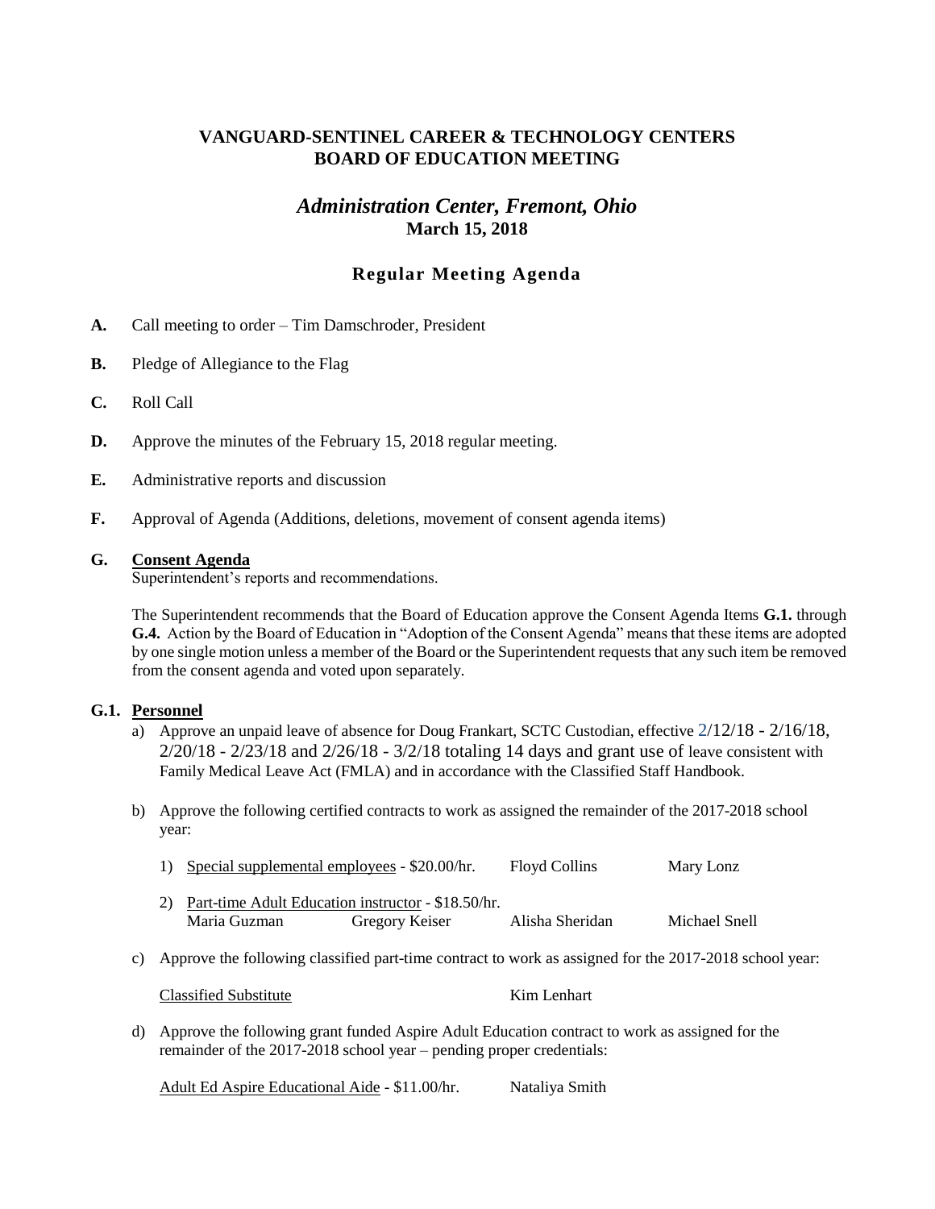# VANGUARD-SENTINEL CAREER & TECHNOLOGY CENTERS
# BOARD OF EDUCATION MEETING

## *Administration Center, Fremont, Ohio*
**March 15, 2018**

## Regular Meeting Agenda

**A.** Call meeting to order – Tim Damschroder, President

**B.** Pledge of Allegiance to the Flag

**C.** Roll Call

**D.** Approve the minutes of the February 15, 2018 regular meeting.

**E.** Administrative reports and discussion

**F.** Approval of Agenda (Additions, deletions, movement of consent agenda items)

**G. Consent Agenda**
Superintendent's reports and recommendations.

The Superintendent recommends that the Board of Education approve the Consent Agenda Items **G.1.** through **G.4.** Action by the Board of Education in "Adoption of the Consent Agenda" means that these items are adopted by one single motion unless a member of the Board or the Superintendent requests that any such item be removed from the consent agenda and voted upon separately.

**G.1. Personnel**

a) Approve an unpaid leave of absence for Doug Frankart, SCTC Custodian, effective 2/12/18 - 2/16/18, 2/20/18 - 2/23/18 and 2/26/18 - 3/2/18 totaling 14 days and grant use of leave consistent with Family Medical Leave Act (FMLA) and in accordance with the Classified Staff Handbook.

b) Approve the following certified contracts to work as assigned the remainder of the 2017-2018 school year:

1) Special supplemental employees - $20.00/hr. Floyd Collins Mary Lonz

2) Part-time Adult Education instructor - $18.50/hr.
Maria Guzman Gregory Keiser Alisha Sheridan Michael Snell

c) Approve the following classified part-time contract to work as assigned for the 2017-2018 school year:

Classified Substitute Kim Lenhart

d) Approve the following grant funded Aspire Adult Education contract to work as assigned for the remainder of the 2017-2018 school year – pending proper credentials:

Adult Ed Aspire Educational Aide - $11.00/hr. Nataliya Smith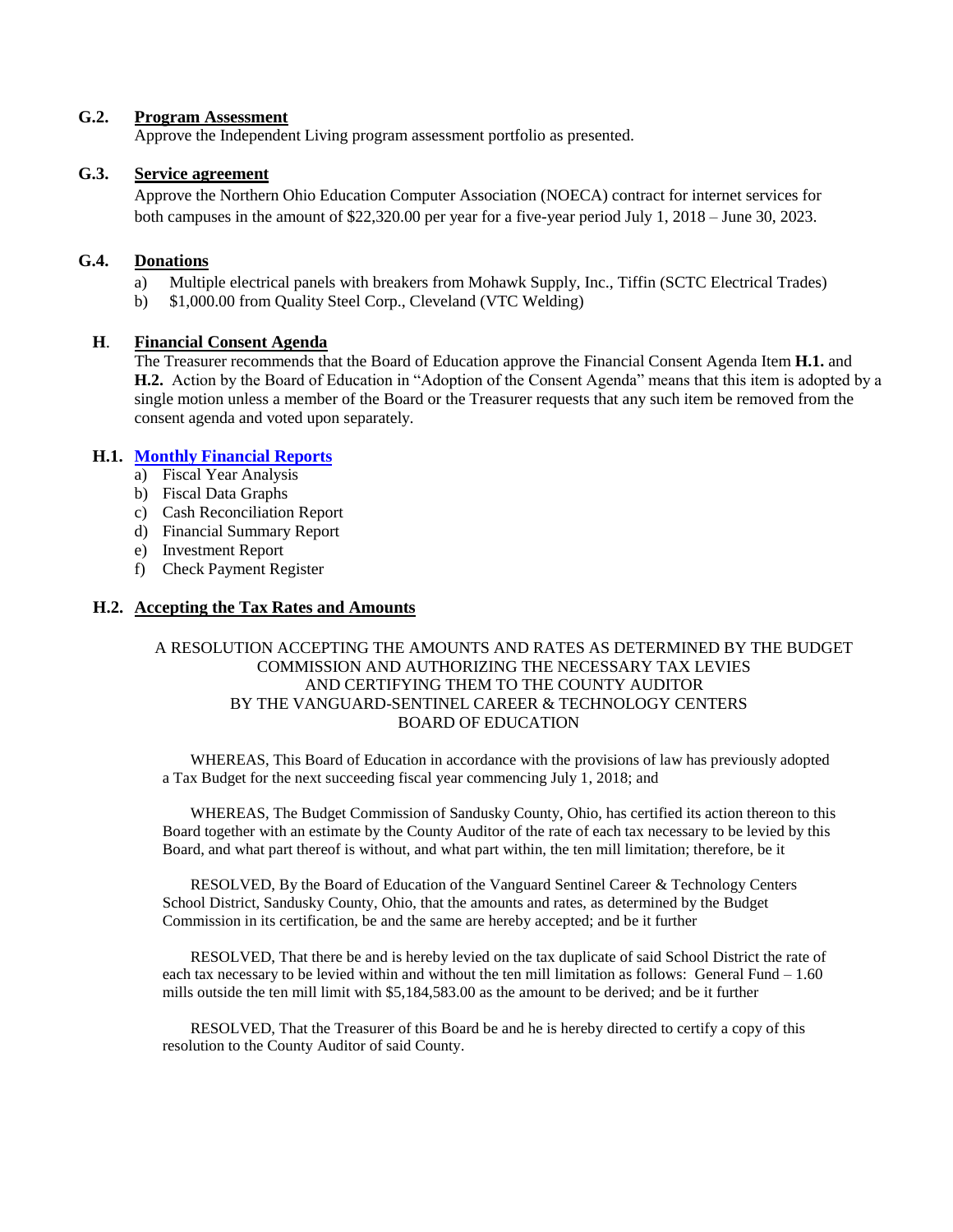**G.2. Program Assessment**

Approve the Independent Living program assessment portfolio as presented.

**G.3. Service agreement**

Approve the Northern Ohio Education Computer Association (NOECA) contract for internet services for both campuses in the amount of $22,320.00 per year for a five-year period July 1, 2018 – June 30, 2023.

**G.4. Donations**

a) Multiple electrical panels with breakers from Mohawk Supply, Inc., Tiffin (SCTC Electrical Trades)
b) $1,000.00 from Quality Steel Corp., Cleveland (VTC Welding)

**H. Financial Consent Agenda**

The Treasurer recommends that the Board of Education approve the Financial Consent Agenda Item **H.1.** and **H.2.** Action by the Board of Education in "Adoption of the Consent Agenda" means that this item is adopted by a single motion unless a member of the Board or the Treasurer requests that any such item be removed from the consent agenda and voted upon separately.

**H.1. Monthly Financial Reports**

a) Fiscal Year Analysis
b) Fiscal Data Graphs
c) Cash Reconciliation Report
d) Financial Summary Report
e) Investment Report
f) Check Payment Register

**H.2. Accepting the Tax Rates and Amounts**

A RESOLUTION ACCEPTING THE AMOUNTS AND RATES AS DETERMINED BY THE BUDGET COMMISSION AND AUTHORIZING THE NECESSARY TAX LEVIES AND CERTIFYING THEM TO THE COUNTY AUDITOR BY THE VANGUARD-SENTINEL CAREER & TECHNOLOGY CENTERS BOARD OF EDUCATION

WHEREAS, This Board of Education in accordance with the provisions of law has previously adopted a Tax Budget for the next succeeding fiscal year commencing July 1, 2018; and

WHEREAS, The Budget Commission of Sandusky County, Ohio, has certified its action thereon to this Board together with an estimate by the County Auditor of the rate of each tax necessary to be levied by this Board, and what part thereof is without, and what part within, the ten mill limitation; therefore, be it

RESOLVED, By the Board of Education of the Vanguard Sentinel Career & Technology Centers School District, Sandusky County, Ohio, that the amounts and rates, as determined by the Budget Commission in its certification, be and the same are hereby accepted; and be it further

RESOLVED, That there be and is hereby levied on the tax duplicate of said School District the rate of each tax necessary to be levied within and without the ten mill limitation as follows: General Fund – 1.60 mills outside the ten mill limit with $5,184,583.00 as the amount to be derived; and be it further

RESOLVED, That the Treasurer of this Board be and he is hereby directed to certify a copy of this resolution to the County Auditor of said County.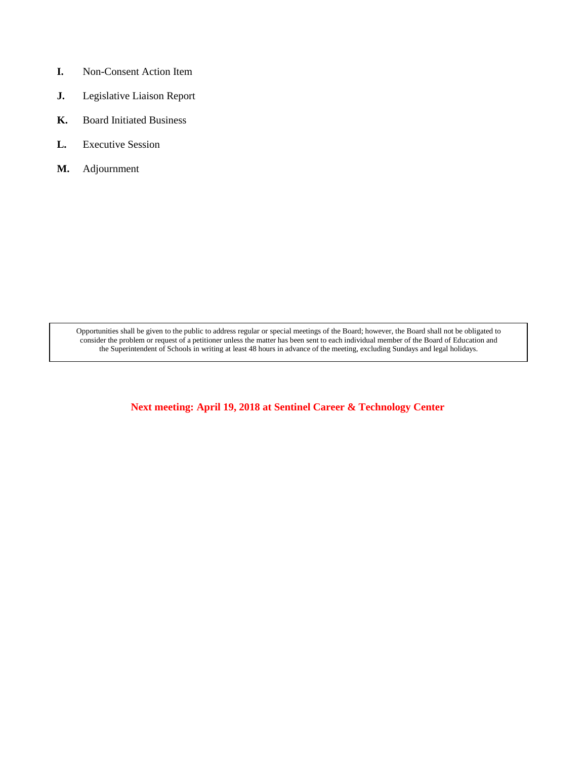**I.** Non-Consent Action Item

**J.** Legislative Liaison Report

**K.** Board Initiated Business

**L.** Executive Session

**M.** Adjournment

> Opportunities shall be given to the public to address regular or special meetings of the Board; however, the Board shall not be obligated to consider the problem or request of a petitioner unless the matter has been sent to each individual member of the Board of Education and the Superintendent of Schools in writing at least 48 hours in advance of the meeting, excluding Sundays and legal holidays.

**Next meeting: April 19, 2018 at Sentinel Career & Technology Center**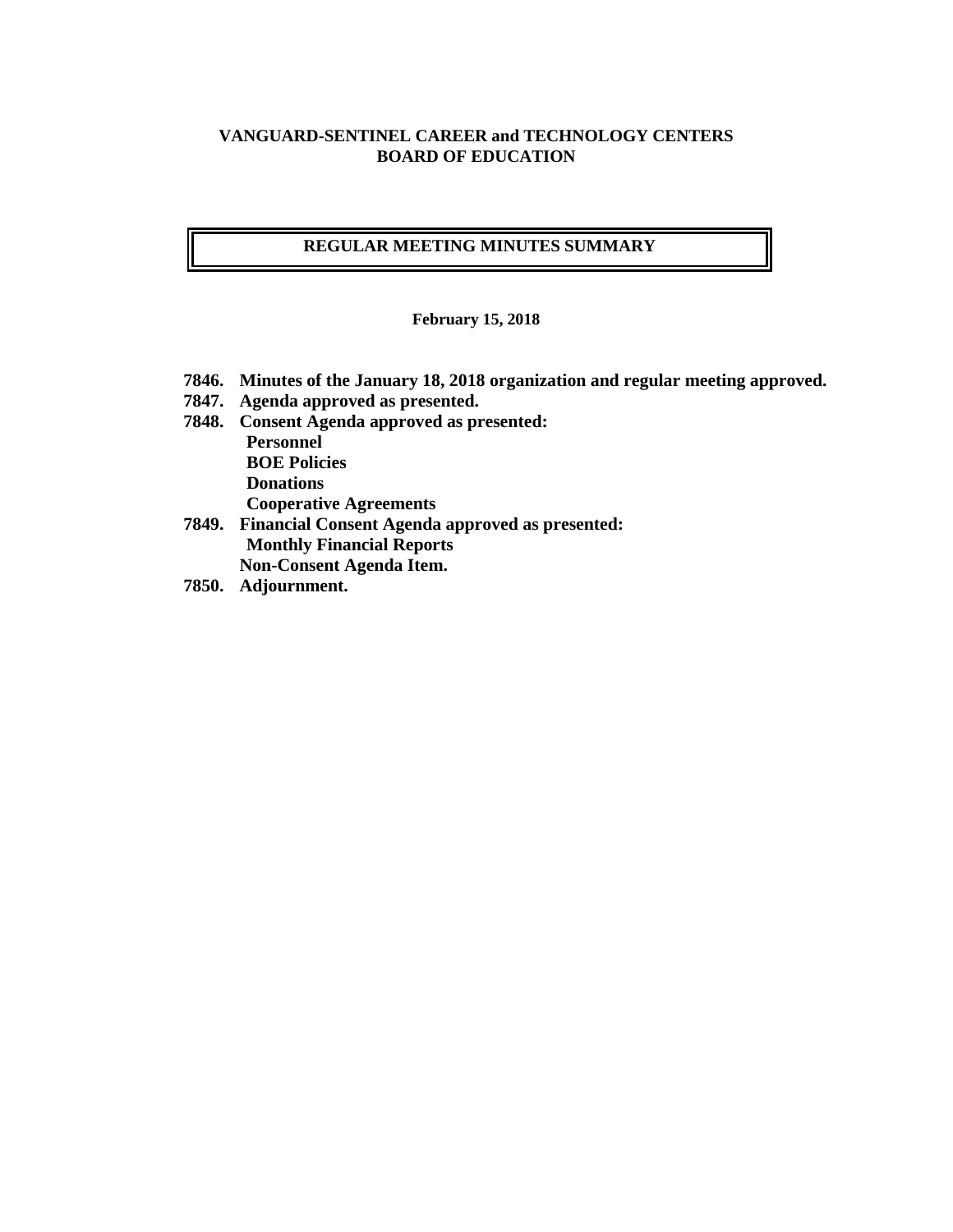**VANGUARD-SENTINEL CAREER and TECHNOLOGY CENTERS**
**BOARD OF EDUCATION**

## REGULAR MEETING MINUTES SUMMARY

**February 15, 2018**

**7846. Minutes of the January 18, 2018 organization and regular meeting approved.**

**7847. Agenda approved as presented.**

**7848. Consent Agenda approved as presented:**
- **Personnel**
- **BOE Policies**
- **Donations**
- **Cooperative Agreements**

**7849. Financial Consent Agenda approved as presented:**
- **Monthly Financial Reports**

**Non-Consent Agenda Item.**

**7850. Adjournment.**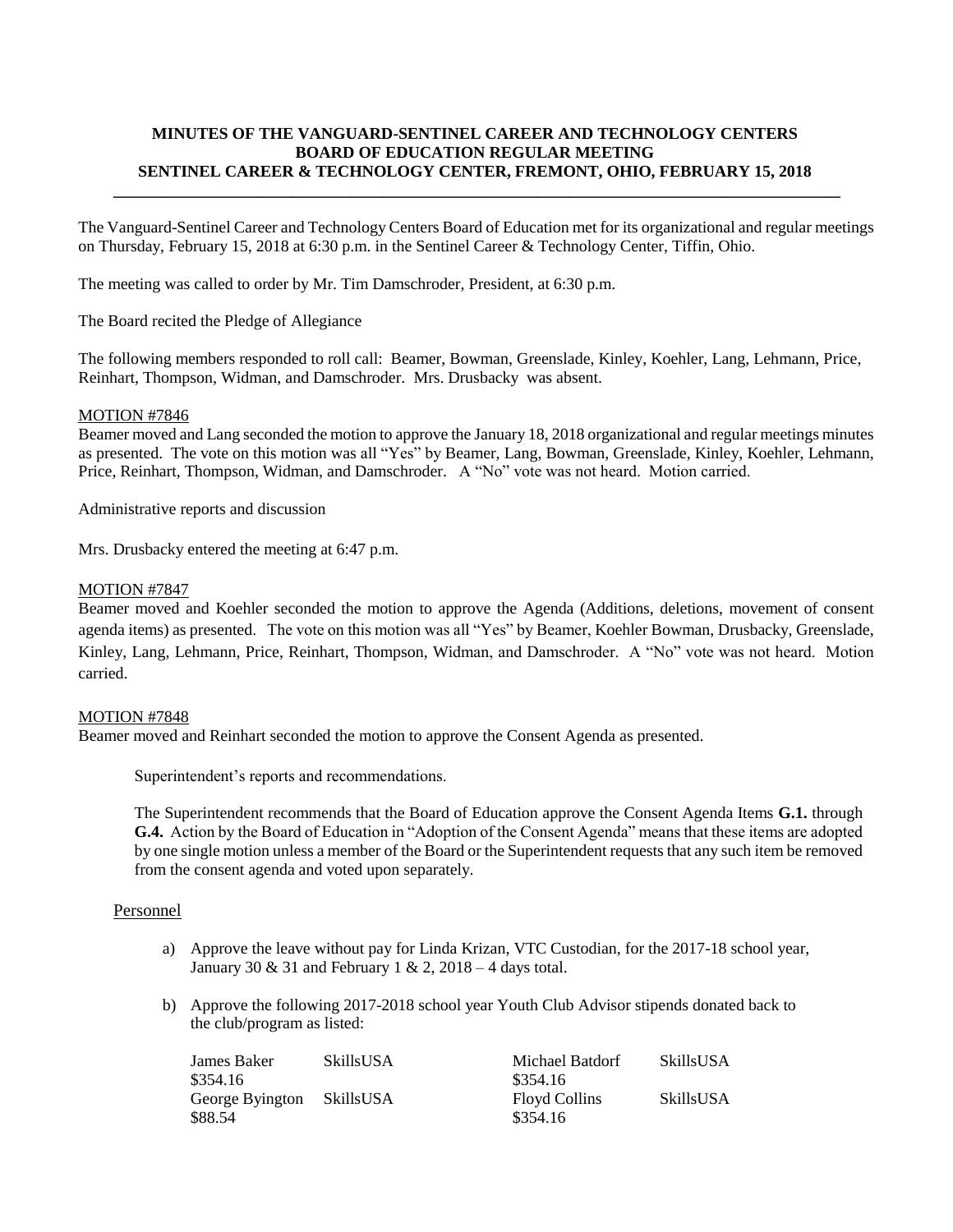**MINUTES OF THE VANGUARD-SENTINEL CAREER AND TECHNOLOGY CENTERS BOARD OF EDUCATION REGULAR MEETING SENTINEL CAREER & TECHNOLOGY CENTER, FREMONT, OHIO, FEBRUARY 15, 2018**

---

The Vanguard-Sentinel Career and Technology Centers Board of Education met for its organizational and regular meetings on Thursday, February 15, 2018 at 6:30 p.m. in the Sentinel Career & Technology Center, Tiffin, Ohio.

The meeting was called to order by Mr. Tim Damschroder, President, at 6:30 p.m.

The Board recited the Pledge of Allegiance

The following members responded to roll call: Beamer, Bowman, Greenslade, Kinley, Koehler, Lang, Lehmann, Price, Reinhart, Thompson, Widman, and Damschroder. Mrs. Drusbacky was absent.

MOTION #7846

Beamer moved and Lang seconded the motion to approve the January 18, 2018 organizational and regular meetings minutes as presented. The vote on this motion was all "Yes" by Beamer, Lang, Bowman, Greenslade, Kinley, Koehler, Lehmann, Price, Reinhart, Thompson, Widman, and Damschroder. A "No" vote was not heard. Motion carried.

Administrative reports and discussion

Mrs. Drusbacky entered the meeting at 6:47 p.m.

MOTION #7847

Beamer moved and Koehler seconded the motion to approve the Agenda (Additions, deletions, movement of consent agenda items) as presented. The vote on this motion was all "Yes" by Beamer, Koehler Bowman, Drusbacky, Greenslade, Kinley, Lang, Lehmann, Price, Reinhart, Thompson, Widman, and Damschroder. A "No" vote was not heard. Motion carried.

MOTION #7848

Beamer moved and Reinhart seconded the motion to approve the Consent Agenda as presented.

Superintendent's reports and recommendations.

The Superintendent recommends that the Board of Education approve the Consent Agenda Items **G.1.** through **G.4.** Action by the Board of Education in "Adoption of the Consent Agenda" means that these items are adopted by one single motion unless a member of the Board or the Superintendent requests that any such item be removed from the consent agenda and voted upon separately.

Personnel

a) Approve the leave without pay for Linda Krizan, VTC Custodian, for the 2017-18 school year, January 30 & 31 and February 1 & 2, 2018 – 4 days total.

b) Approve the following 2017-2018 school year Youth Club Advisor stipends donated back to the club/program as listed:

| Name | Club | Amount |
|---|---|---|
| James Baker | SkillsUSA | \$354.16 |
| Michael Batdorf | SkillsUSA | \$354.16 |
| George Byington | SkillsUSA | \$88.54 |
| Floyd Collins | SkillsUSA | \$354.16 |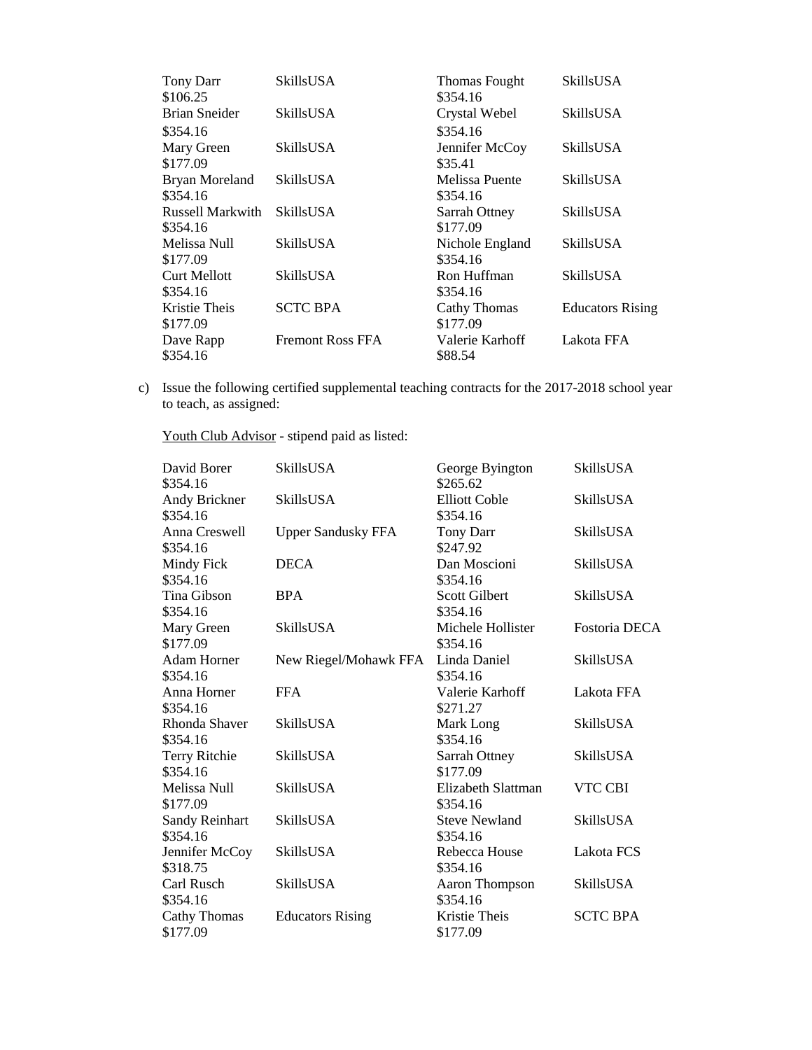| | | | |
|---|---|---|---|
| Tony Darr<br>$106.25 | SkillsUSA | Thomas Fought<br>$354.16 | SkillsUSA |
| Brian Sneider<br>$354.16 | SkillsUSA | Crystal Webel<br>$354.16 | SkillsUSA |
| Mary Green<br>$177.09 | SkillsUSA | Jennifer McCoy<br>$35.41 | SkillsUSA |
| Bryan Moreland<br>$354.16 | SkillsUSA | Melissa Puente<br>$354.16 | SkillsUSA |
| Russell Markwith<br>$354.16 | SkillsUSA | Sarrah Ottney<br>$177.09 | SkillsUSA |
| Melissa Null<br>$177.09 | SkillsUSA | Nichole England<br>$354.16 | SkillsUSA |
| Curt Mellott<br>$354.16 | SkillsUSA | Ron Huffman<br>$354.16 | SkillsUSA |
| Kristie Theis<br>$177.09 | SCTC BPA | Cathy Thomas<br>$177.09 | Educators Rising |
| Dave Rapp<br>$354.16 | Fremont Ross FFA | Valerie Karhoff<br>$88.54 | Lakota FFA |

c) Issue the following certified supplemental teaching contracts for the 2017-2018 school year to teach, as assigned:

<u>Youth Club Advisor</u> - stipend paid as listed:

| | | | |
|---|---|---|---|
| David Borer<br>$354.16 | SkillsUSA | George Byington<br>$265.62 | SkillsUSA |
| Andy Brickner<br>$354.16 | SkillsUSA | Elliott Coble<br>$354.16 | SkillsUSA |
| Anna Creswell<br>$354.16 | Upper Sandusky FFA | Tony Darr<br>$247.92 | SkillsUSA |
| Mindy Fick<br>$354.16 | DECA | Dan Moscioni<br>$354.16 | SkillsUSA |
| Tina Gibson<br>$354.16 | BPA | Scott Gilbert<br>$354.16 | SkillsUSA |
| Mary Green<br>$177.09 | SkillsUSA | Michele Hollister<br>$354.16 | Fostoria DECA |
| Adam Horner<br>$354.16 | New Riegel/Mohawk FFA | Linda Daniel<br>$354.16 | SkillsUSA |
| Anna Horner<br>$354.16 | FFA | Valerie Karhoff<br>$271.27 | Lakota FFA |
| Rhonda Shaver<br>$354.16 | SkillsUSA | Mark Long<br>$354.16 | SkillsUSA |
| Terry Ritchie<br>$354.16 | SkillsUSA | Sarrah Ottney<br>$177.09 | SkillsUSA |
| Melissa Null<br>$177.09 | SkillsUSA | Elizabeth Slattman<br>$354.16 | VTC CBI |
| Sandy Reinhart<br>$354.16 | SkillsUSA | Steve Newland<br>$354.16 | SkillsUSA |
| Jennifer McCoy<br>$318.75 | SkillsUSA | Rebecca House<br>$354.16 | Lakota FCS |
| Carl Rusch<br>$354.16 | SkillsUSA | Aaron Thompson<br>$354.16 | SkillsUSA |
| Cathy Thomas<br>$177.09 | Educators Rising | Kristie Theis<br>$177.09 | SCTC BPA |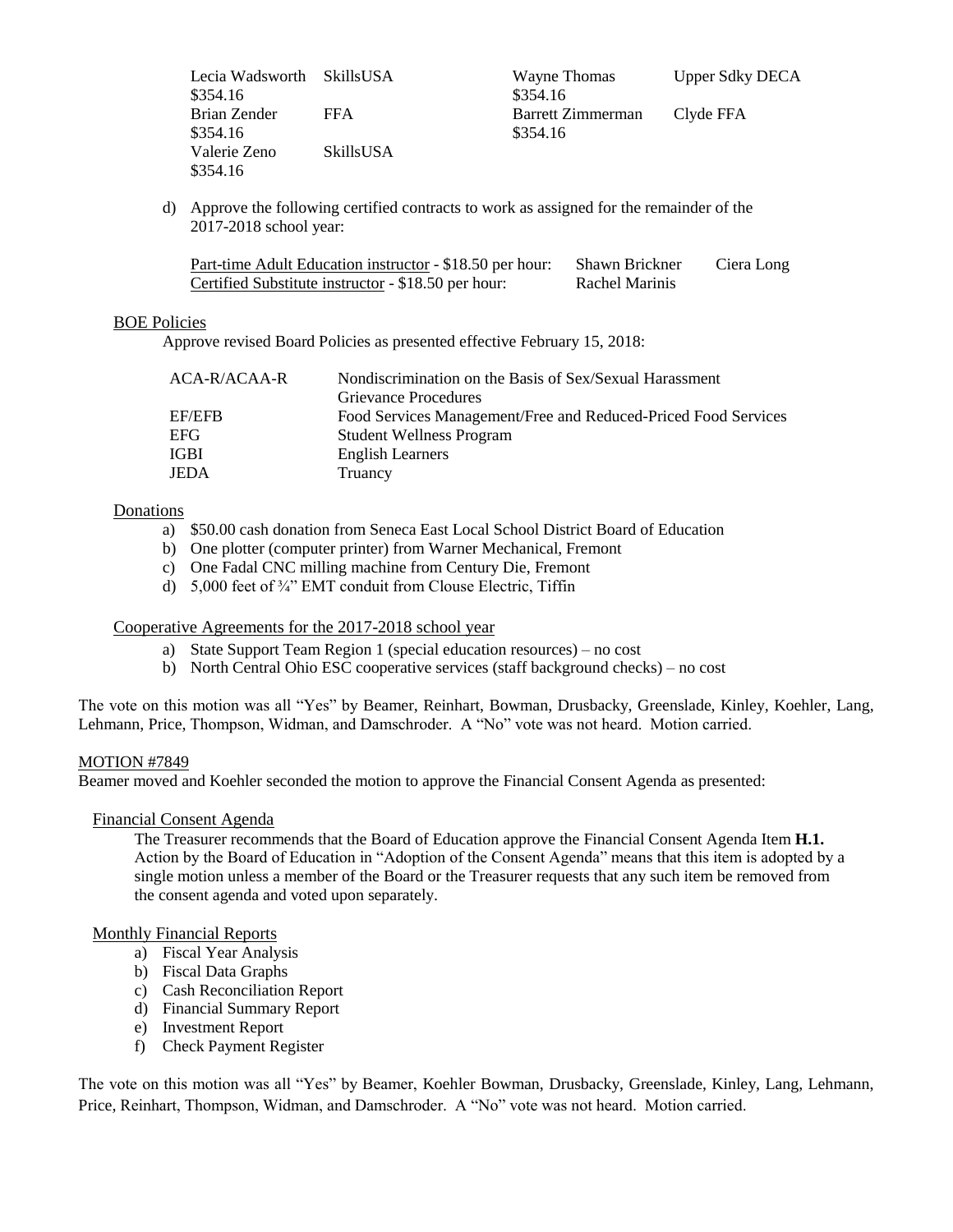| | | | |
|---|---|---|---|
| Lecia Wadsworth<br>$354.16 | SkillsUSA | Wayne Thomas<br>$354.16 | Upper Sdky DECA |
| Brian Zender<br>$354.16 | FFA | Barrett Zimmerman<br>$354.16 | Clyde FFA |
| Valerie Zeno<br>$354.16 | SkillsUSA | | |

d) Approve the following certified contracts to work as assigned for the remainder of the 2017-2018 school year:

| | | |
|---|---|---|
| Part-time Adult Education instructor - $18.50 per hour: | Shawn Brickner | Ciera Long |
| Certified Substitute instructor - $18.50 per hour: | Rachel Marinis | |

BOE Policies

Approve revised Board Policies as presented effective February 15, 2018:

| | |
|---|---|
| ACA-R/ACAA-R | Nondiscrimination on the Basis of Sex/Sexual Harassment Grievance Procedures |
| EF/EFB | Food Services Management/Free and Reduced-Priced Food Services |
| EFG | Student Wellness Program |
| IGBI | English Learners |
| JEDA | Truancy |

Donations

a) $50.00 cash donation from Seneca East Local School District Board of Education
b) One plotter (computer printer) from Warner Mechanical, Fremont
c) One Fadal CNC milling machine from Century Die, Fremont
d) 5,000 feet of ¾" EMT conduit from Clouse Electric, Tiffin

Cooperative Agreements for the 2017-2018 school year

a) State Support Team Region 1 (special education resources) – no cost
b) North Central Ohio ESC cooperative services (staff background checks) – no cost

The vote on this motion was all "Yes" by Beamer, Reinhart, Bowman, Drusbacky, Greenslade, Kinley, Koehler, Lang, Lehmann, Price, Thompson, Widman, and Damschroder. A "No" vote was not heard. Motion carried.

MOTION #7849

Beamer moved and Koehler seconded the motion to approve the Financial Consent Agenda as presented:

Financial Consent Agenda

The Treasurer recommends that the Board of Education approve the Financial Consent Agenda Item **H.1.** Action by the Board of Education in "Adoption of the Consent Agenda" means that this item is adopted by a single motion unless a member of the Board or the Treasurer requests that any such item be removed from the consent agenda and voted upon separately.

Monthly Financial Reports

a) Fiscal Year Analysis
b) Fiscal Data Graphs
c) Cash Reconciliation Report
d) Financial Summary Report
e) Investment Report
f) Check Payment Register

The vote on this motion was all "Yes" by Beamer, Koehler Bowman, Drusbacky, Greenslade, Kinley, Lang, Lehmann, Price, Reinhart, Thompson, Widman, and Damschroder. A "No" vote was not heard. Motion carried.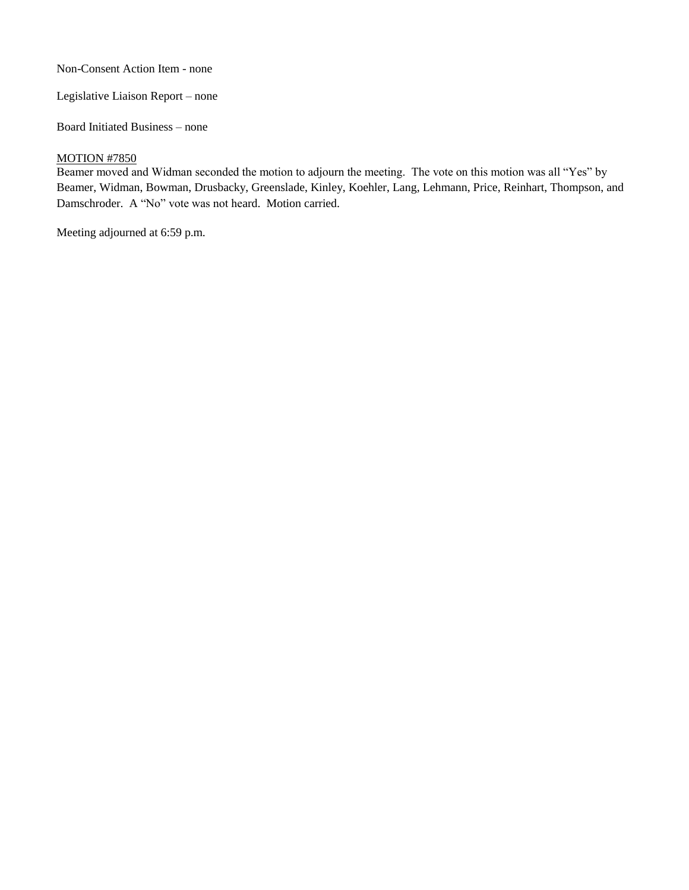Non-Consent Action Item - none

Legislative Liaison Report – none

Board Initiated Business – none

<u>MOTION #7850</u>
Beamer moved and Widman seconded the motion to adjourn the meeting. The vote on this motion was all "Yes" by Beamer, Widman, Bowman, Drusbacky, Greenslade, Kinley, Koehler, Lang, Lehmann, Price, Reinhart, Thompson, and Damschroder. A "No" vote was not heard. Motion carried.

Meeting adjourned at 6:59 p.m.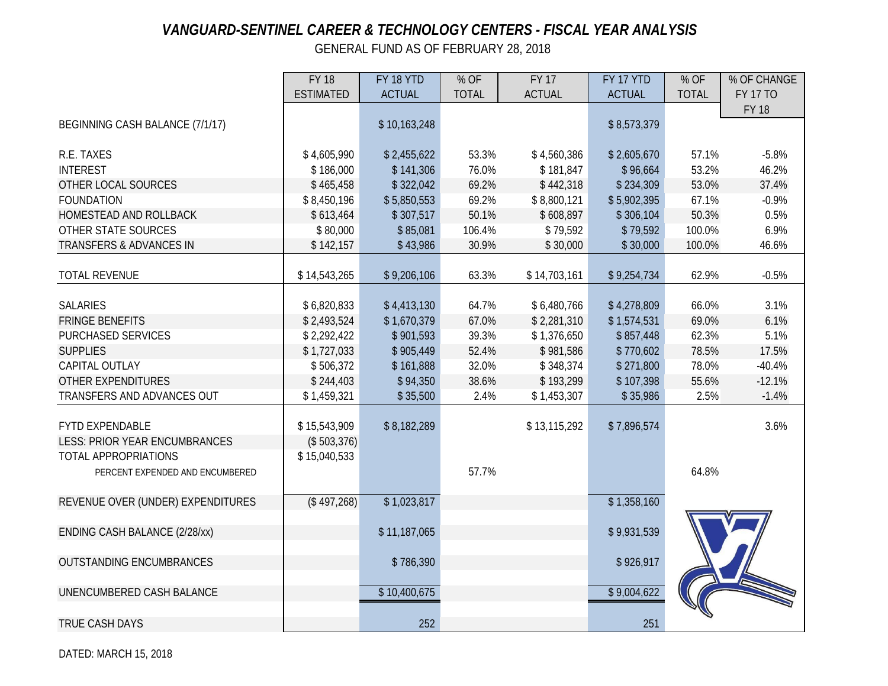# *VANGUARD-SENTINEL CAREER & TECHNOLOGY CENTERS - FISCAL YEAR ANALYSIS*

GENERAL FUND AS OF FEBRUARY 28, 2018

| | FY 18 ESTIMATED | FY 18 YTD ACTUAL | % OF TOTAL | FY 17 ACTUAL | FY 17 YTD ACTUAL | % OF TOTAL | % OF CHANGE FY 17 TO FY 18 |
|---|---|---|---|---|---|---|---|
| BEGINNING CASH BALANCE (7/1/17) | | $ 10,163,248 | | | $ 8,573,379 | | |
| R.E. TAXES | $ 4,605,990 | $ 2,455,622 | 53.3% | $ 4,560,386 | $ 2,605,670 | 57.1% | -5.8% |
| INTEREST | $ 186,000 | $ 141,306 | 76.0% | $ 181,847 | $ 96,664 | 53.2% | 46.2% |
| OTHER LOCAL SOURCES | $ 465,458 | $ 322,042 | 69.2% | $ 442,318 | $ 234,309 | 53.0% | 37.4% |
| FOUNDATION | $ 8,450,196 | $ 5,850,553 | 69.2% | $ 8,800,121 | $ 5,902,395 | 67.1% | -0.9% |
| HOMESTEAD AND ROLLBACK | $ 613,464 | $ 307,517 | 50.1% | $ 608,897 | $ 306,104 | 50.3% | 0.5% |
| OTHER STATE SOURCES | $ 80,000 | $ 85,081 | 106.4% | $ 79,592 | $ 79,592 | 100.0% | 6.9% |
| TRANSFERS & ADVANCES IN | $ 142,157 | $ 43,986 | 30.9% | $ 30,000 | $ 30,000 | 100.0% | 46.6% |
| TOTAL REVENUE | $ 14,543,265 | $ 9,206,106 | 63.3% | $ 14,703,161 | $ 9,254,734 | 62.9% | -0.5% |
| SALARIES | $ 6,820,833 | $ 4,413,130 | 64.7% | $ 6,480,766 | $ 4,278,809 | 66.0% | 3.1% |
| FRINGE BENEFITS | $ 2,493,524 | $ 1,670,379 | 67.0% | $ 2,281,310 | $ 1,574,531 | 69.0% | 6.1% |
| PURCHASED SERVICES | $ 2,292,422 | $ 901,593 | 39.3% | $ 1,376,650 | $ 857,448 | 62.3% | 5.1% |
| SUPPLIES | $ 1,727,033 | $ 905,449 | 52.4% | $ 981,586 | $ 770,602 | 78.5% | 17.5% |
| CAPITAL OUTLAY | $ 506,372 | $ 161,888 | 32.0% | $ 348,374 | $ 271,800 | 78.0% | -40.4% |
| OTHER EXPENDITURES | $ 244,403 | $ 94,350 | 38.6% | $ 193,299 | $ 107,398 | 55.6% | -12.1% |
| TRANSFERS AND ADVANCES OUT | $ 1,459,321 | $ 35,500 | 2.4% | $ 1,453,307 | $ 35,986 | 2.5% | -1.4% |
| FYTD EXPENDABLE | $ 15,543,909 | $ 8,182,289 | | $ 13,115,292 | $ 7,896,574 | | 3.6% |
| LESS: PRIOR YEAR ENCUMBRANCES | ($ 503,376) | | | | | | |
| TOTAL APPROPRIATIONS | $ 15,040,533 | | | | | | |
| PERCENT EXPENDED AND ENCUMBERED | | | 57.7% | | | 64.8% | |
| REVENUE OVER (UNDER) EXPENDITURES | ($ 497,268) | $ 1,023,817 | | | $ 1,358,160 | | |
| ENDING CASH BALANCE (2/28/xx) | | $ 11,187,065 | | | $ 9,931,539 | | |
| OUTSTANDING ENCUMBRANCES | | $ 786,390 | | | $ 926,917 | | |
| UNENCUMBERED CASH BALANCE | | $ 10,400,675 | | | $ 9,004,622 | | |
| TRUE CASH DAYS | | 252 | | | 251 | | |

DATED: MARCH 15, 2018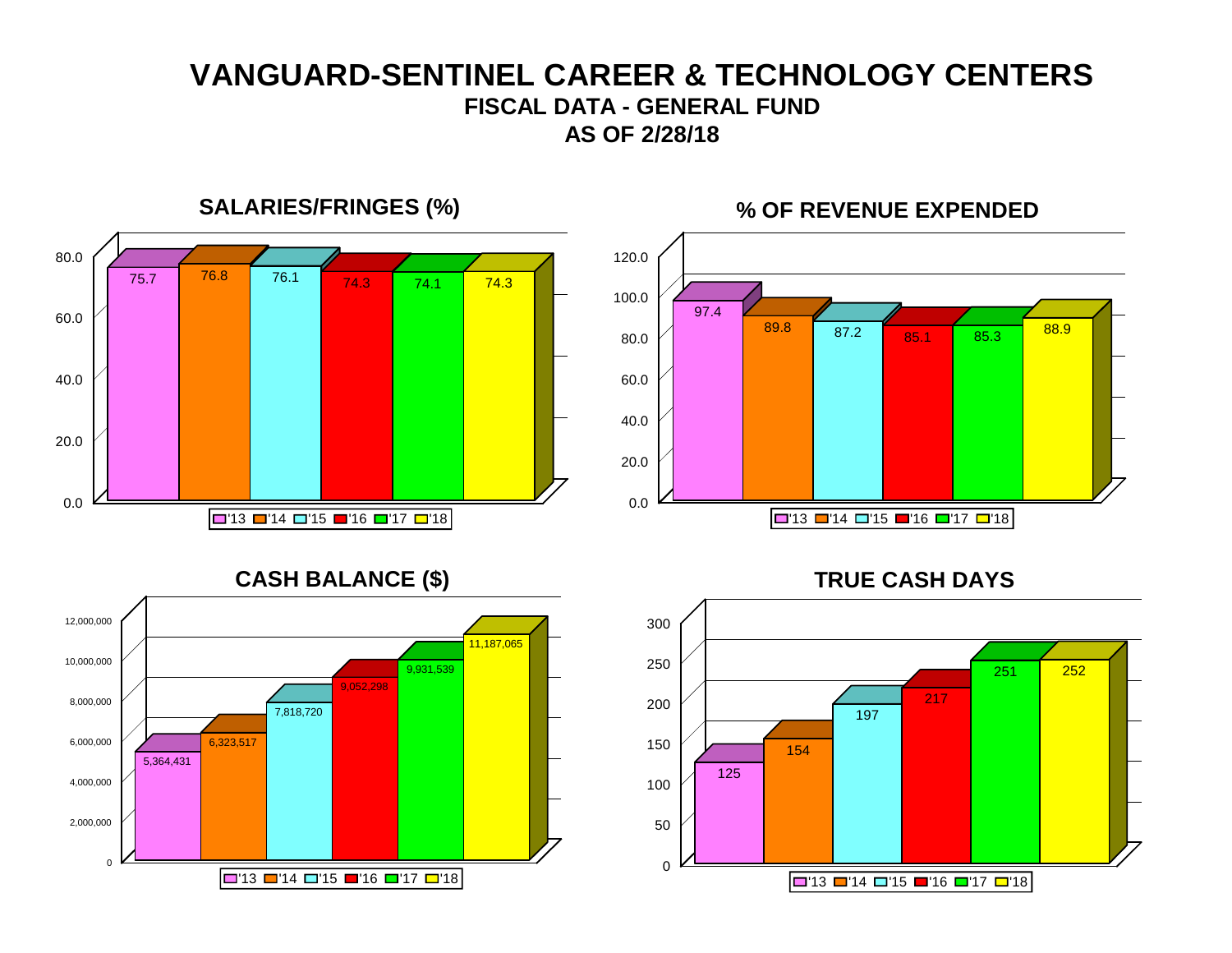# VANGUARD-SENTINEL CAREER & TECHNOLOGY CENTERS

## FISCAL DATA - GENERAL FUND

## AS OF 2/28/18

### SALARIES/FRINGES (%)

| '13 | '14 | '15 | '16 | '17 | '18 |
|---|---|---|---|---|---|
| 75.7 | 76.8 | 76.1 | 74.3 | 74.1 | 74.3 |

### % OF REVENUE EXPENDED

| '13 | '14 | '15 | '16 | '17 | '18 |
|---|---|---|---|---|---|
| 97.4 | 89.8 | 87.2 | 85.1 | 85.3 | 88.9 |

### CASH BALANCE ($)

| '13 | '14 | '15 | '16 | '17 | '18 |
|---|---|---|---|---|---|
| 5,364,431 | 6,323,517 | 7,818,720 | 9,052,298 | 9,931,539 | 11,187,065 |

### TRUE CASH DAYS

| '13 | '14 | '15 | '16 | '17 | '18 |
|---|---|---|---|---|---|
| 125 | 154 | 197 | 217 | 251 | 252 |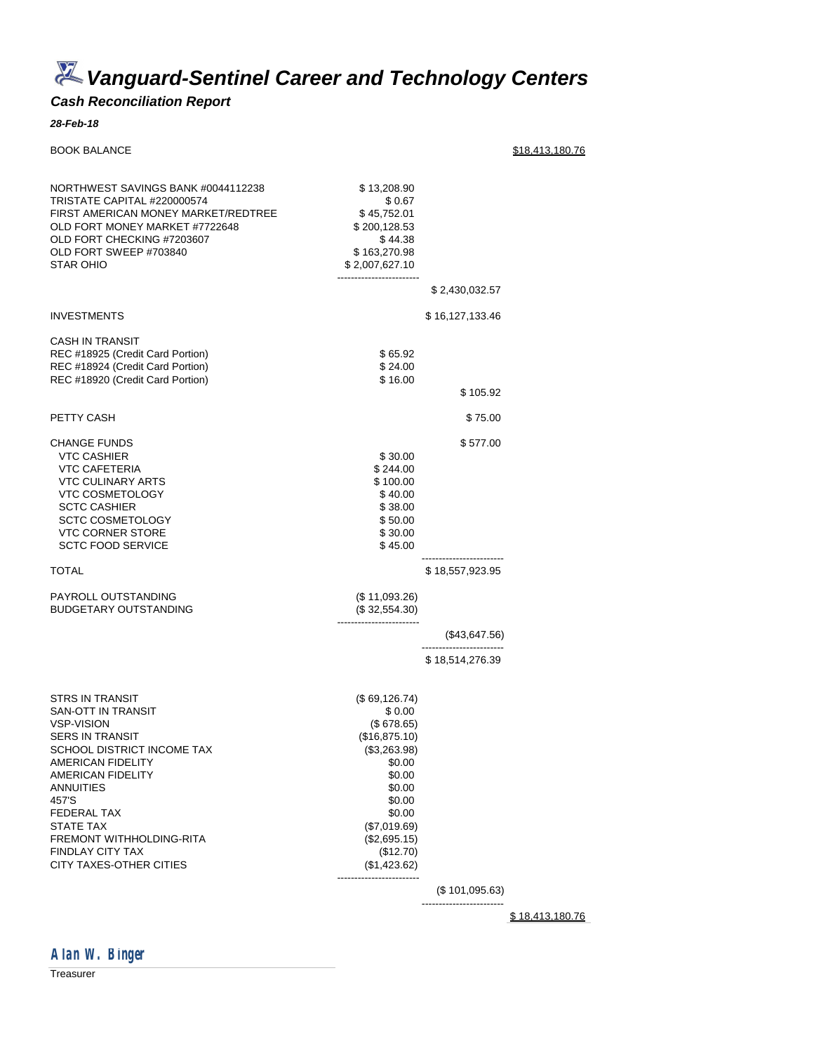# Vanguard-Sentinel Career and Technology Centers

### Cash Reconciliation Report

**28-Feb-18**

| | | | |
|---|---|---|---|
| BOOK BALANCE | | | $18,413,180.76 |
| | | | |
| NORTHWEST SAVINGS BANK #0044112238 | $ 13,208.90 | | |
| TRISTATE CAPITAL #220000574 | $ 0.67 | | |
| FIRST AMERICAN MONEY MARKET/REDTREE | $ 45,752.01 | | |
| OLD FORT MONEY MARKET #7722648 | $ 200,128.53 | | |
| OLD FORT CHECKING #7203607 | $ 44.38 | | |
| OLD FORT SWEEP #703840 | $ 163,270.98 | | |
| STAR OHIO | $ 2,007,627.10 | | |
| | | $ 2,430,032.57 | |
| INVESTMENTS | | $ 16,127,133.46 | |
| CASH IN TRANSIT | | | |
| REC #18925 (Credit Card Portion) | $ 65.92 | | |
| REC #18924 (Credit Card Portion) | $ 24.00 | | |
| REC #18920 (Credit Card Portion) | $ 16.00 | | |
| | | $ 105.92 | |
| PETTY CASH | | $ 75.00 | |
| CHANGE FUNDS | | $ 577.00 | |
| VTC CASHIER | $ 30.00 | | |
| VTC CAFETERIA | $ 244.00 | | |
| VTC CULINARY ARTS | $ 100.00 | | |
| VTC COSMETOLOGY | $ 40.00 | | |
| SCTC CASHIER | $ 38.00 | | |
| SCTC COSMETOLOGY | $ 50.00 | | |
| VTC CORNER STORE | $ 30.00 | | |
| SCTC FOOD SERVICE | $ 45.00 | | |
| TOTAL | | $ 18,557,923.95 | |
| PAYROLL OUTSTANDING | ($ 11,093.26) | | |
| BUDGETARY OUTSTANDING | ($ 32,554.30) | | |
| | | ($43,647.56) | |
| | | $ 18,514,276.39 | |
| STRS IN TRANSIT | ($ 69,126.74) | | |
| SAN-OTT IN TRANSIT | $ 0.00 | | |
| VSP-VISION | ($ 678.65) | | |
| SERS IN TRANSIT | ($16,875.10) | | |
| SCHOOL DISTRICT INCOME TAX | ($3,263.98) | | |
| AMERICAN FIDELITY | $0.00 | | |
| AMERICAN FIDELITY | $0.00 | | |
| ANNUITIES | $0.00 | | |
| 457'S | $0.00 | | |
| FEDERAL TAX | $0.00 | | |
| STATE TAX | ($7,019.69) | | |
| FREMONT WITHHOLDING-RITA | ($2,695.15) | | |
| FINDLAY CITY TAX | ($12.70) | | |
| CITY TAXES-OTHER CITIES | ($1,423.62) | | |
| | | ($ 101,095.63) | |
| | | | $ 18,413,180.76 |

Alan W. Binger

Treasurer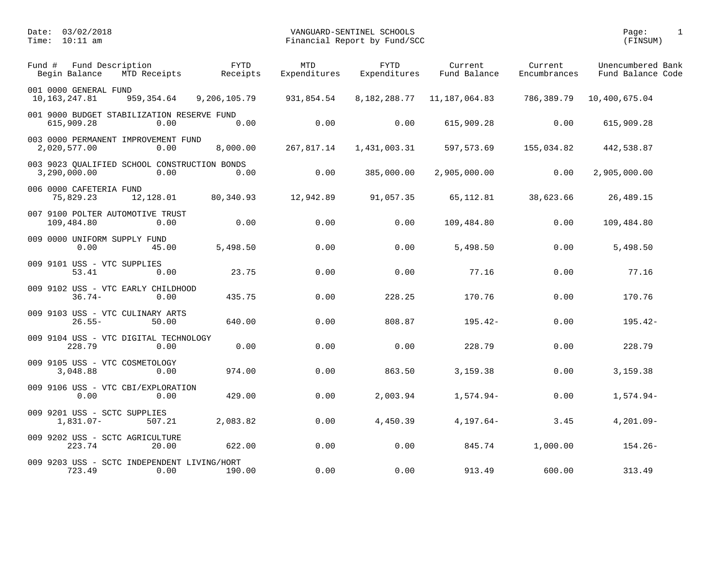Date: 03/02/2018
Time: 10:11 am

VANGUARD-SENTINEL SCHOOLS
Financial Report by Fund/SCC

(FINSUM)

| Fund # Fund Description / Begin Balance | MTD Receipts | FYTD Receipts | MTD Expenditures | FYTD Expenditures | Current Fund Balance | Current Encumbrances | Unencumbered Fund Balance | Bank Code |
|---|---|---|---|---|---|---|---|---|
| 001 0000 GENERAL FUND | | | | | | | | |
| 10,163,247.81 | 959,354.64 | 9,206,105.79 | 931,854.54 | 8,182,288.77 | 11,187,064.83 | 786,389.79 | 10,400,675.04 | |
| 001 9000 BUDGET STABILIZATION RESERVE FUND | | | | | | | | |
| 615,909.28 | 0.00 | 0.00 | 0.00 | 0.00 | 615,909.28 | 0.00 | 615,909.28 | |
| 003 0000 PERMANENT IMPROVEMENT FUND | | | | | | | | |
| 2,020,577.00 | 0.00 | 8,000.00 | 267,817.14 | 1,431,003.31 | 597,573.69 | 155,034.82 | 442,538.87 | |
| 003 9023 QUALIFIED SCHOOL CONSTRUCTION BONDS | | | | | | | | |
| 3,290,000.00 | 0.00 | 0.00 | 0.00 | 385,000.00 | 2,905,000.00 | 0.00 | 2,905,000.00 | |
| 006 0000 CAFETERIA FUND | | | | | | | | |
| 75,829.23 | 12,128.01 | 80,340.93 | 12,942.89 | 91,057.35 | 65,112.81 | 38,623.66 | 26,489.15 | |
| 007 9100 POLTER AUTOMOTIVE TRUST | | | | | | | | |
| 109,484.80 | 0.00 | 0.00 | 0.00 | 0.00 | 109,484.80 | 0.00 | 109,484.80 | |
| 009 0000 UNIFORM SUPPLY FUND | | | | | | | | |
| 0.00 | 45.00 | 5,498.50 | 0.00 | 0.00 | 5,498.50 | 0.00 | 5,498.50 | |
| 009 9101 USS - VTC SUPPLIES | | | | | | | | |
| 53.41 | 0.00 | 23.75 | 0.00 | 0.00 | 77.16 | 0.00 | 77.16 | |
| 009 9102 USS - VTC EARLY CHILDHOOD | | | | | | | | |
| 36.74- | 0.00 | 435.75 | 0.00 | 228.25 | 170.76 | 0.00 | 170.76 | |
| 009 9103 USS - VTC CULINARY ARTS | | | | | | | | |
| 26.55- | 50.00 | 640.00 | 0.00 | 808.87 | 195.42- | 0.00 | 195.42- | |
| 009 9104 USS - VTC DIGITAL TECHNOLOGY | | | | | | | | |
| 228.79 | 0.00 | 0.00 | 0.00 | 0.00 | 228.79 | 0.00 | 228.79 | |
| 009 9105 USS - VTC COSMETOLOGY | | | | | | | | |
| 3,048.88 | 0.00 | 974.00 | 0.00 | 863.50 | 3,159.38 | 0.00 | 3,159.38 | |
| 009 9106 USS - VTC CBI/EXPLORATION | | | | | | | | |
| 0.00 | 0.00 | 429.00 | 0.00 | 2,003.94 | 1,574.94- | 0.00 | 1,574.94- | |
| 009 9201 USS - SCTC SUPPLIES | | | | | | | | |
| 1,831.07- | 507.21 | 2,083.82 | 0.00 | 4,450.39 | 4,197.64- | 3.45 | 4,201.09- | |
| 009 9202 USS - SCTC AGRICULTURE | | | | | | | | |
| 223.74 | 20.00 | 622.00 | 0.00 | 0.00 | 845.74 | 1,000.00 | 154.26- | |
| 009 9203 USS - SCTC INDEPENDENT LIVING/HORT | | | | | | | | |
| 723.49 | 0.00 | 190.00 | 0.00 | 0.00 | 913.49 | 600.00 | 313.49 | |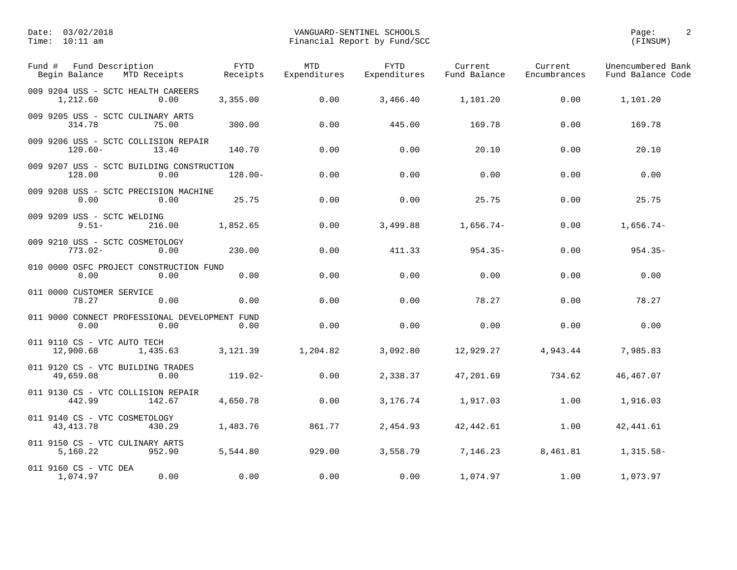Date: 03/02/2018
Time: 10:11 am

VANGUARD-SENTINEL SCHOOLS
Financial Report by Fund/SCC

(FINSUM)

| Fund # Fund Description / Begin Balance | MTD Receipts | FYTD Receipts | MTD Expenditures | FYTD Expenditures | Current Fund Balance | Current Encumbrances | Unencumbered Bank Fund Balance Code |
|---|---|---|---|---|---|---|---|
| 009 9204 USS - SCTC HEALTH CAREERS | | | | | | | |
| 1,212.60 | 0.00 | 3,355.00 | 0.00 | 3,466.40 | 1,101.20 | 0.00 | 1,101.20 |
| 009 9205 USS - SCTC CULINARY ARTS | | | | | | | |
| 314.78 | 75.00 | 300.00 | 0.00 | 445.00 | 169.78 | 0.00 | 169.78 |
| 009 9206 USS - SCTC COLLISION REPAIR | | | | | | | |
| 120.60- | 13.40 | 140.70 | 0.00 | 0.00 | 20.10 | 0.00 | 20.10 |
| 009 9207 USS - SCTC BUILDING CONSTRUCTION | | | | | | | |
| 128.00 | 0.00 | 128.00- | 0.00 | 0.00 | 0.00 | 0.00 | 0.00 |
| 009 9208 USS - SCTC PRECISION MACHINE | | | | | | | |
| 0.00 | 0.00 | 25.75 | 0.00 | 0.00 | 25.75 | 0.00 | 25.75 |
| 009 9209 USS - SCTC WELDING | | | | | | | |
| 9.51- | 216.00 | 1,852.65 | 0.00 | 3,499.88 | 1,656.74- | 0.00 | 1,656.74- |
| 009 9210 USS - SCTC COSMETOLOGY | | | | | | | |
| 773.02- | 0.00 | 230.00 | 0.00 | 411.33 | 954.35- | 0.00 | 954.35- |
| 010 0000 OSFC PROJECT CONSTRUCTION FUND | | | | | | | |
| 0.00 | 0.00 | 0.00 | 0.00 | 0.00 | 0.00 | 0.00 | 0.00 |
| 011 0000 CUSTOMER SERVICE | | | | | | | |
| 78.27 | 0.00 | 0.00 | 0.00 | 0.00 | 78.27 | 0.00 | 78.27 |
| 011 9000 CONNECT PROFESSIONAL DEVELOPMENT FUND | | | | | | | |
| 0.00 | 0.00 | 0.00 | 0.00 | 0.00 | 0.00 | 0.00 | 0.00 |
| 011 9110 CS - VTC AUTO TECH | | | | | | | |
| 12,900.68 | 1,435.63 | 3,121.39 | 1,204.82 | 3,092.80 | 12,929.27 | 4,943.44 | 7,985.83 |
| 011 9120 CS - VTC BUILDING TRADES | | | | | | | |
| 49,659.08 | 0.00 | 119.02- | 0.00 | 2,338.37 | 47,201.69 | 734.62 | 46,467.07 |
| 011 9130 CS - VTC COLLISION REPAIR | | | | | | | |
| 442.99 | 142.67 | 4,650.78 | 0.00 | 3,176.74 | 1,917.03 | 1.00 | 1,916.03 |
| 011 9140 CS - VTC COSMETOLOGY | | | | | | | |
| 43,413.78 | 430.29 | 1,483.76 | 861.77 | 2,454.93 | 42,442.61 | 1.00 | 42,441.61 |
| 011 9150 CS - VTC CULINARY ARTS | | | | | | | |
| 5,160.22 | 952.90 | 5,544.80 | 929.00 | 3,558.79 | 7,146.23 | 8,461.81 | 1,315.58- |
| 011 9160 CS - VTC DEA | | | | | | | |
| 1,074.97 | 0.00 | 0.00 | 0.00 | 0.00 | 1,074.97 | 1.00 | 1,073.97 |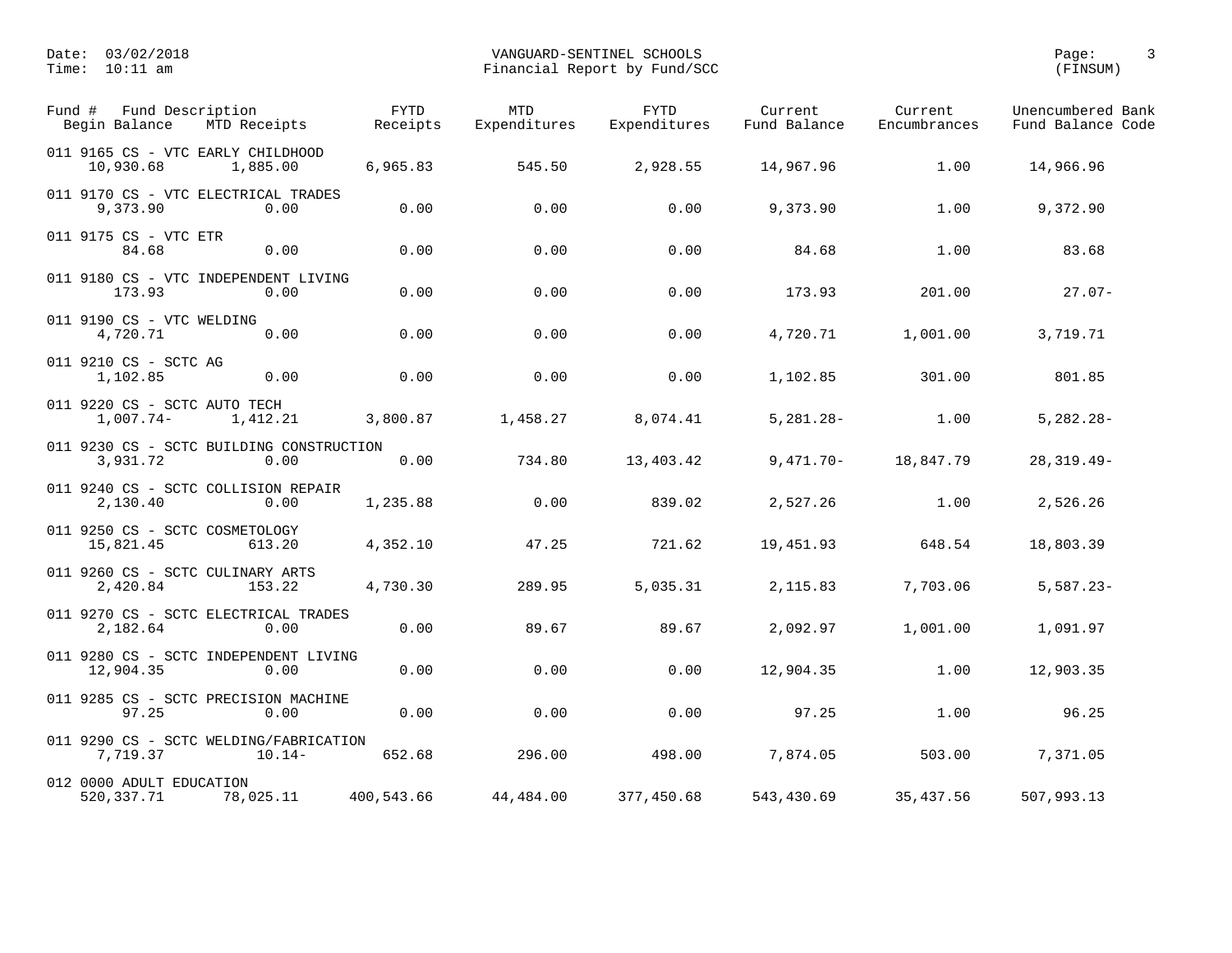| Fund # | Fund Description | | | | | | | |
|---|---|---|---|---|---|---|---|---|
| Begin Balance | MTD Receipts | FYTD Receipts | MTD Expenditures | FYTD Expenditures | Current Fund Balance | Current Encumbrances | Unencumbered Fund Balance | Bank Code |
| 011 9165 | CS - VTC EARLY CHILDHOOD | | | | | | | |
| 10,930.68 | 1,885.00 | 6,965.83 | 545.50 | 2,928.55 | 14,967.96 | 1.00 | 14,966.96 | |
| 011 9170 | CS - VTC ELECTRICAL TRADES | | | | | | | |
| 9,373.90 | 0.00 | 0.00 | 0.00 | 0.00 | 9,373.90 | 1.00 | 9,372.90 | |
| 011 9175 | CS - VTC ETR | | | | | | | |
| 84.68 | 0.00 | 0.00 | 0.00 | 0.00 | 84.68 | 1.00 | 83.68 | |
| 011 9180 | CS - VTC INDEPENDENT LIVING | | | | | | | |
| 173.93 | 0.00 | 0.00 | 0.00 | 0.00 | 173.93 | 201.00 | 27.07- | |
| 011 9190 | CS - VTC WELDING | | | | | | | |
| 4,720.71 | 0.00 | 0.00 | 0.00 | 0.00 | 4,720.71 | 1,001.00 | 3,719.71 | |
| 011 9210 | CS - SCTC AG | | | | | | | |
| 1,102.85 | 0.00 | 0.00 | 0.00 | 0.00 | 1,102.85 | 301.00 | 801.85 | |
| 011 9220 | CS - SCTC AUTO TECH | | | | | | | |
| 1,007.74- | 1,412.21 | 3,800.87 | 1,458.27 | 8,074.41 | 5,281.28- | 1.00 | 5,282.28- | |
| 011 9230 | CS - SCTC BUILDING CONSTRUCTION | | | | | | | |
| 3,931.72 | 0.00 | 0.00 | 734.80 | 13,403.42 | 9,471.70- | 18,847.79 | 28,319.49- | |
| 011 9240 | CS - SCTC COLLISION REPAIR | | | | | | | |
| 2,130.40 | 0.00 | 1,235.88 | 0.00 | 839.02 | 2,527.26 | 1.00 | 2,526.26 | |
| 011 9250 | CS - SCTC COSMETOLOGY | | | | | | | |
| 15,821.45 | 613.20 | 4,352.10 | 47.25 | 721.62 | 19,451.93 | 648.54 | 18,803.39 | |
| 011 9260 | CS - SCTC CULINARY ARTS | | | | | | | |
| 2,420.84 | 153.22 | 4,730.30 | 289.95 | 5,035.31 | 2,115.83 | 7,703.06 | 5,587.23- | |
| 011 9270 | CS - SCTC ELECTRICAL TRADES | | | | | | | |
| 2,182.64 | 0.00 | 0.00 | 89.67 | 89.67 | 2,092.97 | 1,001.00 | 1,091.97 | |
| 011 9280 | CS - SCTC INDEPENDENT LIVING | | | | | | | |
| 12,904.35 | 0.00 | 0.00 | 0.00 | 0.00 | 12,904.35 | 1.00 | 12,903.35 | |
| 011 9285 | CS - SCTC PRECISION MACHINE | | | | | | | |
| 97.25 | 0.00 | 0.00 | 0.00 | 0.00 | 97.25 | 1.00 | 96.25 | |
| 011 9290 | CS - SCTC WELDING/FABRICATION | | | | | | | |
| 7,719.37 | 10.14- | 652.68 | 296.00 | 498.00 | 7,874.05 | 503.00 | 7,371.05 | |
| 012 0000 | ADULT EDUCATION | | | | | | | |
| 520,337.71 | 78,025.11 | 400,543.66 | 44,484.00 | 377,450.68 | 543,430.69 | 35,437.56 | 507,993.13 | |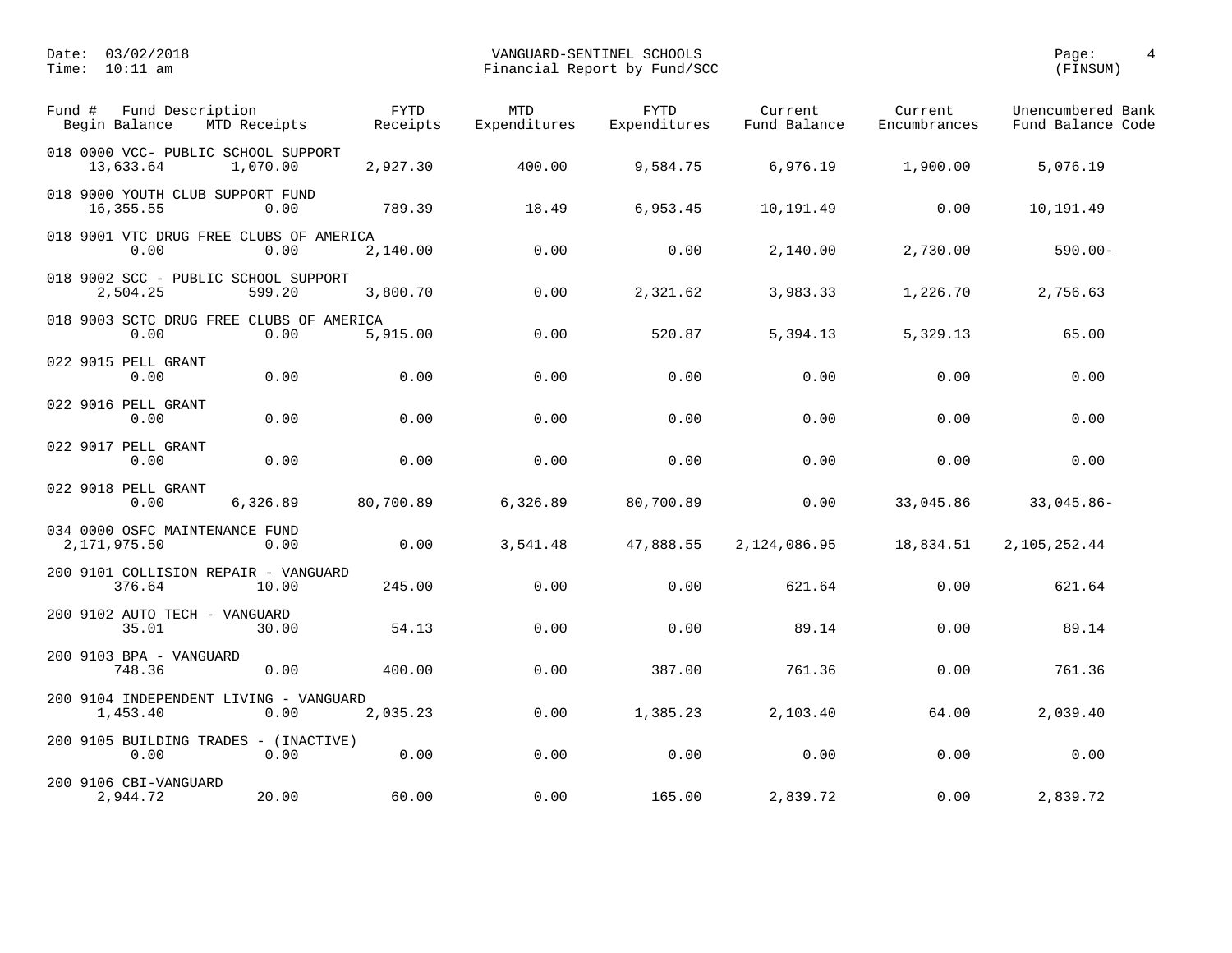VANGUARD-SENTINEL SCHOOLS
Financial Report by Fund/SCC

Date: 03/02/2018
Time: 10:11 am
(FINSUM)

| Fund # Fund Description / Begin Balance | MTD Receipts | FYTD Receipts | MTD Expenditures | FYTD Expenditures | Current Fund Balance | Current Encumbrances | Unencumbered Fund Balance | Bank Code |
|---|---|---|---|---|---|---|---|---|
| 018 0000 VCC- PUBLIC SCHOOL SUPPORT | | | | | | | | |
| 13,633.64 | 1,070.00 | 2,927.30 | 400.00 | 9,584.75 | 6,976.19 | 1,900.00 | 5,076.19 | |
| 018 9000 YOUTH CLUB SUPPORT FUND | | | | | | | | |
| 16,355.55 | 0.00 | 789.39 | 18.49 | 6,953.45 | 10,191.49 | 0.00 | 10,191.49 | |
| 018 9001 VTC DRUG FREE CLUBS OF AMERICA | | | | | | | | |
| 0.00 | 0.00 | 2,140.00 | 0.00 | 0.00 | 2,140.00 | 2,730.00 | 590.00- | |
| 018 9002 SCC - PUBLIC SCHOOL SUPPORT | | | | | | | | |
| 2,504.25 | 599.20 | 3,800.70 | 0.00 | 2,321.62 | 3,983.33 | 1,226.70 | 2,756.63 | |
| 018 9003 SCTC DRUG FREE CLUBS OF AMERICA | | | | | | | | |
| 0.00 | 0.00 | 5,915.00 | 0.00 | 520.87 | 5,394.13 | 5,329.13 | 65.00 | |
| 022 9015 PELL GRANT | | | | | | | | |
| 0.00 | 0.00 | 0.00 | 0.00 | 0.00 | 0.00 | 0.00 | 0.00 | |
| 022 9016 PELL GRANT | | | | | | | | |
| 0.00 | 0.00 | 0.00 | 0.00 | 0.00 | 0.00 | 0.00 | 0.00 | |
| 022 9017 PELL GRANT | | | | | | | | |
| 0.00 | 0.00 | 0.00 | 0.00 | 0.00 | 0.00 | 0.00 | 0.00 | |
| 022 9018 PELL GRANT | | | | | | | | |
| 0.00 | 6,326.89 | 80,700.89 | 6,326.89 | 80,700.89 | 0.00 | 33,045.86 | 33,045.86- | |
| 034 0000 OSFC MAINTENANCE FUND | | | | | | | | |
| 2,171,975.50 | 0.00 | 0.00 | 3,541.48 | 47,888.55 | 2,124,086.95 | 18,834.51 | 2,105,252.44 | |
| 200 9101 COLLISION REPAIR - VANGUARD | | | | | | | | |
| 376.64 | 10.00 | 245.00 | 0.00 | 0.00 | 621.64 | 0.00 | 621.64 | |
| 200 9102 AUTO TECH - VANGUARD | | | | | | | | |
| 35.01 | 30.00 | 54.13 | 0.00 | 0.00 | 89.14 | 0.00 | 89.14 | |
| 200 9103 BPA - VANGUARD | | | | | | | | |
| 748.36 | 0.00 | 400.00 | 0.00 | 387.00 | 761.36 | 0.00 | 761.36 | |
| 200 9104 INDEPENDENT LIVING - VANGUARD | | | | | | | | |
| 1,453.40 | 0.00 | 2,035.23 | 0.00 | 1,385.23 | 2,103.40 | 64.00 | 2,039.40 | |
| 200 9105 BUILDING TRADES - (INACTIVE) | | | | | | | | |
| 0.00 | 0.00 | 0.00 | 0.00 | 0.00 | 0.00 | 0.00 | 0.00 | |
| 200 9106 CBI-VANGUARD | | | | | | | | |
| 2,944.72 | 20.00 | 60.00 | 0.00 | 165.00 | 2,839.72 | 0.00 | 2,839.72 | |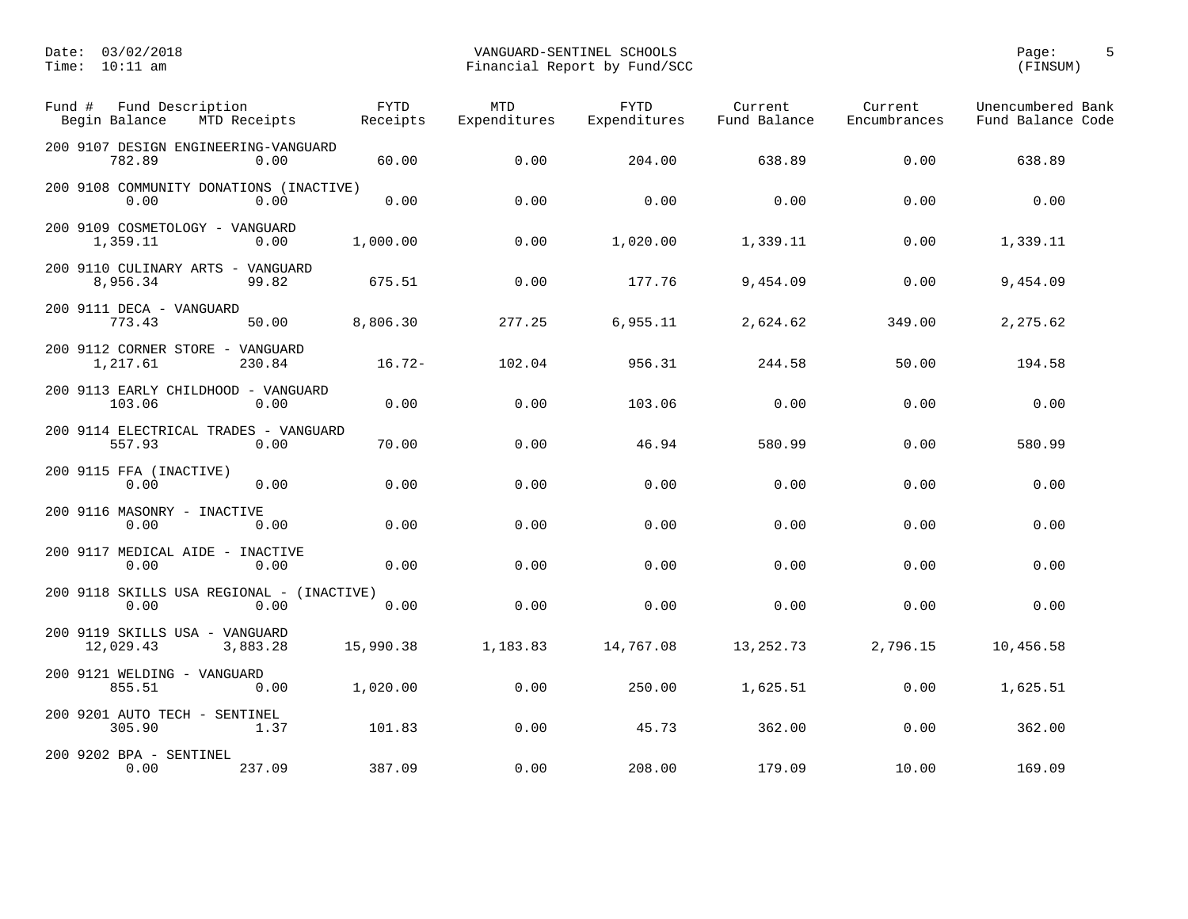Date: 03/02/2018
Time: 10:11 am

VANGUARD-SENTINEL SCHOOLS
Financial Report by Fund/SCC

(FINSUM)

| Fund # Fund Description / Begin Balance | MTD Receipts | FYTD Receipts | MTD Expenditures | FYTD Expenditures | Current Fund Balance | Current Encumbrances | Unencumbered Bank Fund Balance Code |
|---|---|---|---|---|---|---|---|
| 200 9107 DESIGN ENGINEERING-VANGUARD | | | | | | | |
| 782.89 | 0.00 | 60.00 | 0.00 | 204.00 | 638.89 | 0.00 | 638.89 |
| 200 9108 COMMUNITY DONATIONS (INACTIVE) | | | | | | | |
| 0.00 | 0.00 | 0.00 | 0.00 | 0.00 | 0.00 | 0.00 | 0.00 |
| 200 9109 COSMETOLOGY - VANGUARD | | | | | | | |
| 1,359.11 | 0.00 | 1,000.00 | 0.00 | 1,020.00 | 1,339.11 | 0.00 | 1,339.11 |
| 200 9110 CULINARY ARTS - VANGUARD | | | | | | | |
| 8,956.34 | 99.82 | 675.51 | 0.00 | 177.76 | 9,454.09 | 0.00 | 9,454.09 |
| 200 9111 DECA - VANGUARD | | | | | | | |
| 773.43 | 50.00 | 8,806.30 | 277.25 | 6,955.11 | 2,624.62 | 349.00 | 2,275.62 |
| 200 9112 CORNER STORE - VANGUARD | | | | | | | |
| 1,217.61 | 230.84 | 16.72- | 102.04 | 956.31 | 244.58 | 50.00 | 194.58 |
| 200 9113 EARLY CHILDHOOD - VANGUARD | | | | | | | |
| 103.06 | 0.00 | 0.00 | 0.00 | 103.06 | 0.00 | 0.00 | 0.00 |
| 200 9114 ELECTRICAL TRADES - VANGUARD | | | | | | | |
| 557.93 | 0.00 | 70.00 | 0.00 | 46.94 | 580.99 | 0.00 | 580.99 |
| 200 9115 FFA (INACTIVE) | | | | | | | |
| 0.00 | 0.00 | 0.00 | 0.00 | 0.00 | 0.00 | 0.00 | 0.00 |
| 200 9116 MASONRY - INACTIVE | | | | | | | |
| 0.00 | 0.00 | 0.00 | 0.00 | 0.00 | 0.00 | 0.00 | 0.00 |
| 200 9117 MEDICAL AIDE - INACTIVE | | | | | | | |
| 0.00 | 0.00 | 0.00 | 0.00 | 0.00 | 0.00 | 0.00 | 0.00 |
| 200 9118 SKILLS USA REGIONAL - (INACTIVE) | | | | | | | |
| 0.00 | 0.00 | 0.00 | 0.00 | 0.00 | 0.00 | 0.00 | 0.00 |
| 200 9119 SKILLS USA - VANGUARD | | | | | | | |
| 12,029.43 | 3,883.28 | 15,990.38 | 1,183.83 | 14,767.08 | 13,252.73 | 2,796.15 | 10,456.58 |
| 200 9121 WELDING - VANGUARD | | | | | | | |
| 855.51 | 0.00 | 1,020.00 | 0.00 | 250.00 | 1,625.51 | 0.00 | 1,625.51 |
| 200 9201 AUTO TECH - SENTINEL | | | | | | | |
| 305.90 | 1.37 | 101.83 | 0.00 | 45.73 | 362.00 | 0.00 | 362.00 |
| 200 9202 BPA - SENTINEL | | | | | | | |
| 0.00 | 237.09 | 387.09 | 0.00 | 208.00 | 179.09 | 10.00 | 169.09 |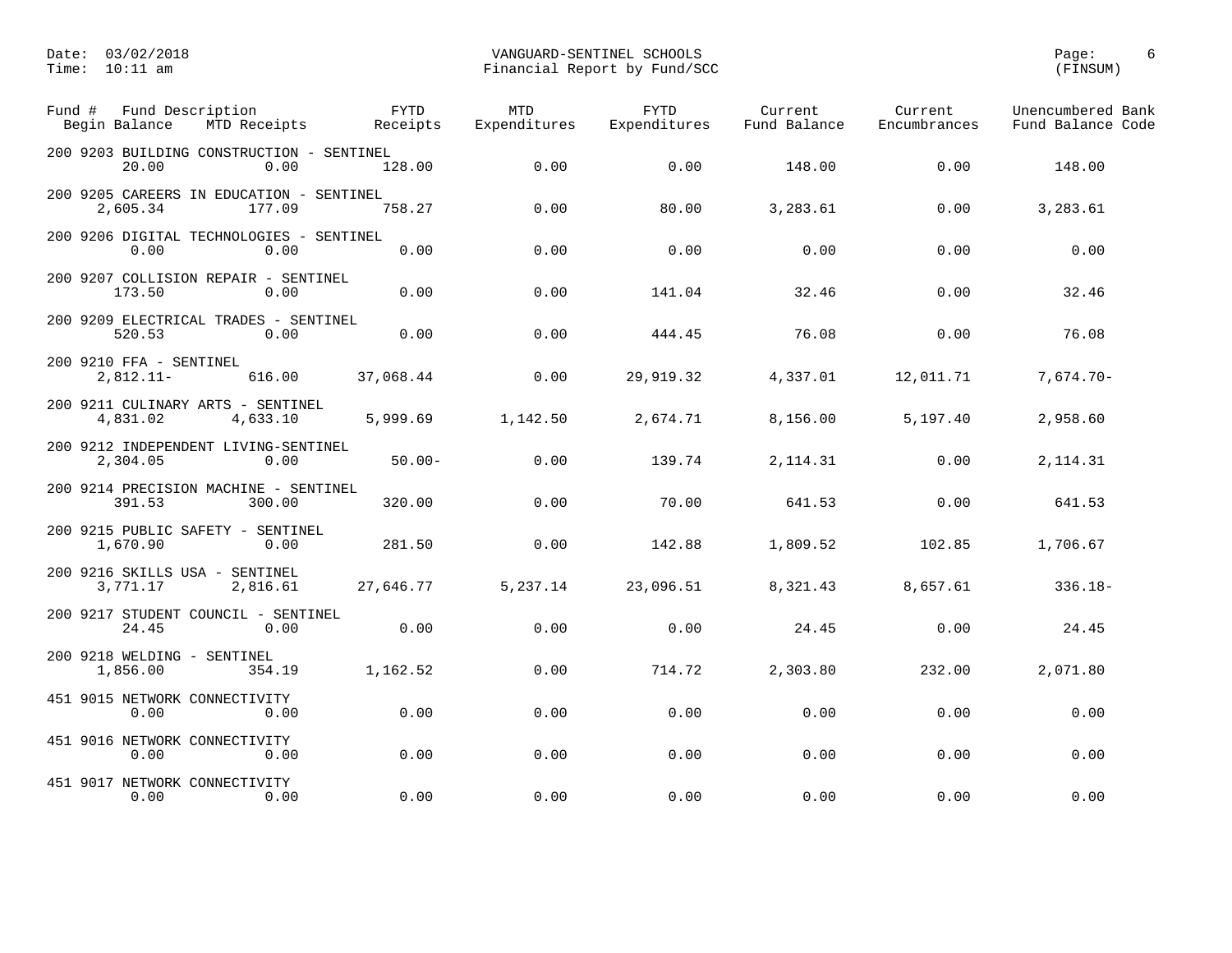Date: 03/02/2018
Time: 10:11 am

VANGUARD-SENTINEL SCHOOLS
Financial Report by Fund/SCC

(FINSUM)

| Fund # Fund Description / Begin Balance | MTD Receipts | FYTD Receipts | MTD Expenditures | FYTD Expenditures | Current Fund Balance | Current Encumbrances | Unencumbered Fund Balance | Bank Code |
|---|---|---|---|---|---|---|---|---|
| 200 9203 BUILDING CONSTRUCTION - SENTINEL | | | | | | | | |
| 20.00 | 0.00 | 128.00 | 0.00 | 0.00 | 148.00 | 0.00 | 148.00 | |
| 200 9205 CAREERS IN EDUCATION - SENTINEL | | | | | | | | |
| 2,605.34 | 177.09 | 758.27 | 0.00 | 80.00 | 3,283.61 | 0.00 | 3,283.61 | |
| 200 9206 DIGITAL TECHNOLOGIES - SENTINEL | | | | | | | | |
| 0.00 | 0.00 | 0.00 | 0.00 | 0.00 | 0.00 | 0.00 | 0.00 | |
| 200 9207 COLLISION REPAIR - SENTINEL | | | | | | | | |
| 173.50 | 0.00 | 0.00 | 0.00 | 141.04 | 32.46 | 0.00 | 32.46 | |
| 200 9209 ELECTRICAL TRADES - SENTINEL | | | | | | | | |
| 520.53 | 0.00 | 0.00 | 0.00 | 444.45 | 76.08 | 0.00 | 76.08 | |
| 200 9210 FFA - SENTINEL | | | | | | | | |
| 2,812.11- | 616.00 | 37,068.44 | 0.00 | 29,919.32 | 4,337.01 | 12,011.71 | 7,674.70- | |
| 200 9211 CULINARY ARTS - SENTINEL | | | | | | | | |
| 4,831.02 | 4,633.10 | 5,999.69 | 1,142.50 | 2,674.71 | 8,156.00 | 5,197.40 | 2,958.60 | |
| 200 9212 INDEPENDENT LIVING-SENTINEL | | | | | | | | |
| 2,304.05 | 0.00 | 50.00- | 0.00 | 139.74 | 2,114.31 | 0.00 | 2,114.31 | |
| 200 9214 PRECISION MACHINE - SENTINEL | | | | | | | | |
| 391.53 | 300.00 | 320.00 | 0.00 | 70.00 | 641.53 | 0.00 | 641.53 | |
| 200 9215 PUBLIC SAFETY - SENTINEL | | | | | | | | |
| 1,670.90 | 0.00 | 281.50 | 0.00 | 142.88 | 1,809.52 | 102.85 | 1,706.67 | |
| 200 9216 SKILLS USA - SENTINEL | | | | | | | | |
| 3,771.17 | 2,816.61 | 27,646.77 | 5,237.14 | 23,096.51 | 8,321.43 | 8,657.61 | 336.18- | |
| 200 9217 STUDENT COUNCIL - SENTINEL | | | | | | | | |
| 24.45 | 0.00 | 0.00 | 0.00 | 0.00 | 24.45 | 0.00 | 24.45 | |
| 200 9218 WELDING - SENTINEL | | | | | | | | |
| 1,856.00 | 354.19 | 1,162.52 | 0.00 | 714.72 | 2,303.80 | 232.00 | 2,071.80 | |
| 451 9015 NETWORK CONNECTIVITY | | | | | | | | |
| 0.00 | 0.00 | 0.00 | 0.00 | 0.00 | 0.00 | 0.00 | 0.00 | |
| 451 9016 NETWORK CONNECTIVITY | | | | | | | | |
| 0.00 | 0.00 | 0.00 | 0.00 | 0.00 | 0.00 | 0.00 | 0.00 | |
| 451 9017 NETWORK CONNECTIVITY | | | | | | | | |
| 0.00 | 0.00 | 0.00 | 0.00 | 0.00 | 0.00 | 0.00 | 0.00 | |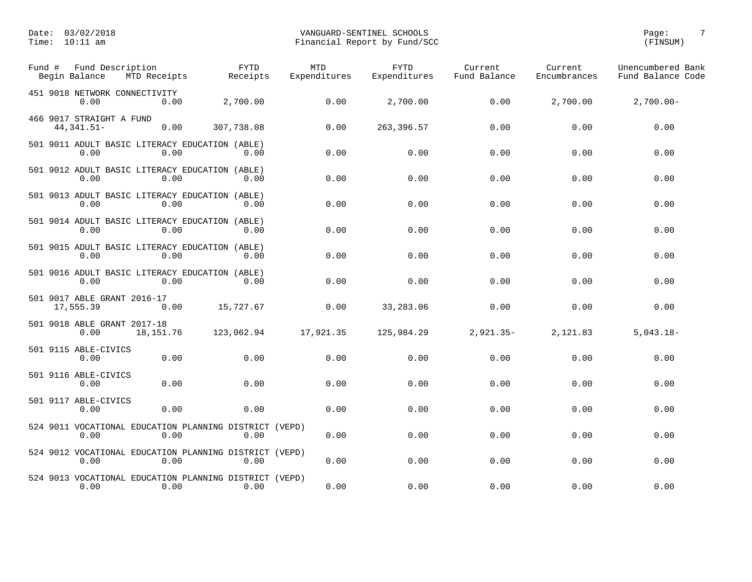| Fund # | Fund Description | | | | | | | |
|---|---|---|---|---|---|---|---|---|
| Begin Balance | MTD Receipts | FYTD Receipts | MTD Expenditures | FYTD Expenditures | Current Fund Balance | Current Encumbrances | Unencumbered Fund Balance | Bank Code |
| 451 9018 NETWORK CONNECTIVITY | | | | | | | | |
| 0.00 | 0.00 | 2,700.00 | 0.00 | 2,700.00 | 0.00 | 2,700.00 | 2,700.00- | |
| 466 9017 STRAIGHT A FUND | | | | | | | | |
| 44,341.51- | 0.00 | 307,738.08 | 0.00 | 263,396.57 | 0.00 | 0.00 | 0.00 | |
| 501 9011 ADULT BASIC LITERACY EDUCATION (ABLE) | | | | | | | | |
| 0.00 | 0.00 | 0.00 | 0.00 | 0.00 | 0.00 | 0.00 | 0.00 | |
| 501 9012 ADULT BASIC LITERACY EDUCATION (ABLE) | | | | | | | | |
| 0.00 | 0.00 | 0.00 | 0.00 | 0.00 | 0.00 | 0.00 | 0.00 | |
| 501 9013 ADULT BASIC LITERACY EDUCATION (ABLE) | | | | | | | | |
| 0.00 | 0.00 | 0.00 | 0.00 | 0.00 | 0.00 | 0.00 | 0.00 | |
| 501 9014 ADULT BASIC LITERACY EDUCATION (ABLE) | | | | | | | | |
| 0.00 | 0.00 | 0.00 | 0.00 | 0.00 | 0.00 | 0.00 | 0.00 | |
| 501 9015 ADULT BASIC LITERACY EDUCATION (ABLE) | | | | | | | | |
| 0.00 | 0.00 | 0.00 | 0.00 | 0.00 | 0.00 | 0.00 | 0.00 | |
| 501 9016 ADULT BASIC LITERACY EDUCATION (ABLE) | | | | | | | | |
| 0.00 | 0.00 | 0.00 | 0.00 | 0.00 | 0.00 | 0.00 | 0.00 | |
| 501 9017 ABLE GRANT 2016-17 | | | | | | | | |
| 17,555.39 | 0.00 | 15,727.67 | 0.00 | 33,283.06 | 0.00 | 0.00 | 0.00 | |
| 501 9018 ABLE GRANT 2017-18 | | | | | | | | |
| 0.00 | 18,151.76 | 123,062.94 | 17,921.35 | 125,984.29 | 2,921.35- | 2,121.83 | 5,043.18- | |
| 501 9115 ABLE-CIVICS | | | | | | | | |
| 0.00 | 0.00 | 0.00 | 0.00 | 0.00 | 0.00 | 0.00 | 0.00 | |
| 501 9116 ABLE-CIVICS | | | | | | | | |
| 0.00 | 0.00 | 0.00 | 0.00 | 0.00 | 0.00 | 0.00 | 0.00 | |
| 501 9117 ABLE-CIVICS | | | | | | | | |
| 0.00 | 0.00 | 0.00 | 0.00 | 0.00 | 0.00 | 0.00 | 0.00 | |
| 524 9011 VOCATIONAL EDUCATION PLANNING DISTRICT (VEPD) | | | | | | | | |
| 0.00 | 0.00 | 0.00 | 0.00 | 0.00 | 0.00 | 0.00 | 0.00 | |
| 524 9012 VOCATIONAL EDUCATION PLANNING DISTRICT (VEPD) | | | | | | | | |
| 0.00 | 0.00 | 0.00 | 0.00 | 0.00 | 0.00 | 0.00 | 0.00 | |
| 524 9013 VOCATIONAL EDUCATION PLANNING DISTRICT (VEPD) | | | | | | | | |
| 0.00 | 0.00 | 0.00 | 0.00 | 0.00 | 0.00 | 0.00 | 0.00 | |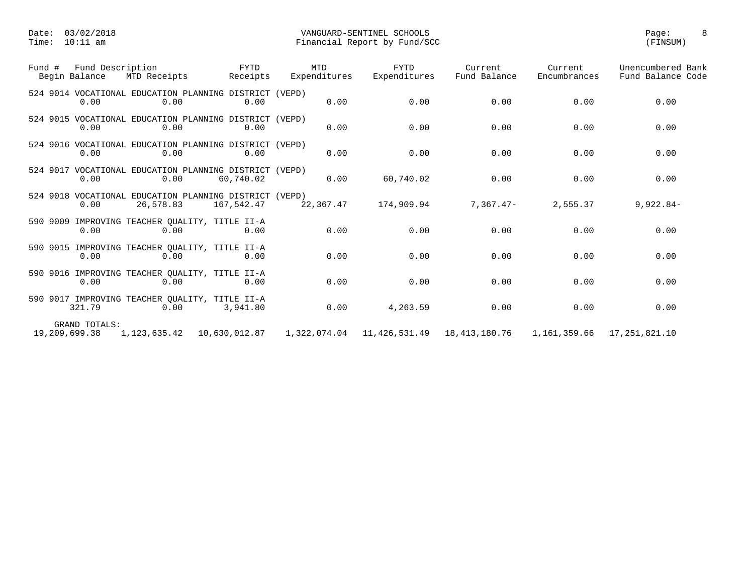Date: 03/02/2018
Time: 10:11 am

VANGUARD-SENTINEL SCHOOLS
Financial Report by Fund/SCC

(FINSUM)

| Fund # Fund Description | | | | | | | | |
|---|---|---|---|---|---|---|---|---|
| Begin Balance | MTD Receipts | FYTD Receipts | MTD Expenditures | FYTD Expenditures | Current Fund Balance | Current Encumbrances | Unencumbered Fund Balance | Bank Code |
| 524 9014 VOCATIONAL EDUCATION PLANNING DISTRICT (VEPD) | | | | | | | | |
| 0.00 | 0.00 | 0.00 | 0.00 | 0.00 | 0.00 | 0.00 | 0.00 | |
| 524 9015 VOCATIONAL EDUCATION PLANNING DISTRICT (VEPD) | | | | | | | | |
| 0.00 | 0.00 | 0.00 | 0.00 | 0.00 | 0.00 | 0.00 | 0.00 | |
| 524 9016 VOCATIONAL EDUCATION PLANNING DISTRICT (VEPD) | | | | | | | | |
| 0.00 | 0.00 | 0.00 | 0.00 | 0.00 | 0.00 | 0.00 | 0.00 | |
| 524 9017 VOCATIONAL EDUCATION PLANNING DISTRICT (VEPD) | | | | | | | | |
| 0.00 | 0.00 | 60,740.02 | 0.00 | 60,740.02 | 0.00 | 0.00 | 0.00 | |
| 524 9018 VOCATIONAL EDUCATION PLANNING DISTRICT (VEPD) | | | | | | | | |
| 0.00 | 26,578.83 | 167,542.47 | 22,367.47 | 174,909.94 | 7,367.47- | 2,555.37 | 9,922.84- | |
| 590 9009 IMPROVING TEACHER QUALITY, TITLE II-A | | | | | | | | |
| 0.00 | 0.00 | 0.00 | 0.00 | 0.00 | 0.00 | 0.00 | 0.00 | |
| 590 9015 IMPROVING TEACHER QUALITY, TITLE II-A | | | | | | | | |
| 0.00 | 0.00 | 0.00 | 0.00 | 0.00 | 0.00 | 0.00 | 0.00 | |
| 590 9016 IMPROVING TEACHER QUALITY, TITLE II-A | | | | | | | | |
| 0.00 | 0.00 | 0.00 | 0.00 | 0.00 | 0.00 | 0.00 | 0.00 | |
| 590 9017 IMPROVING TEACHER QUALITY, TITLE II-A | | | | | | | | |
| 321.79 | 0.00 | 3,941.80 | 0.00 | 4,263.59 | 0.00 | 0.00 | 0.00 | |
| GRAND TOTALS: | | | | | | | | |
| 19,209,699.38 | 1,123,635.42 | 10,630,012.87 | 1,322,074.04 | 11,426,531.49 | 18,413,180.76 | 1,161,359.66 | 17,251,821.10 | |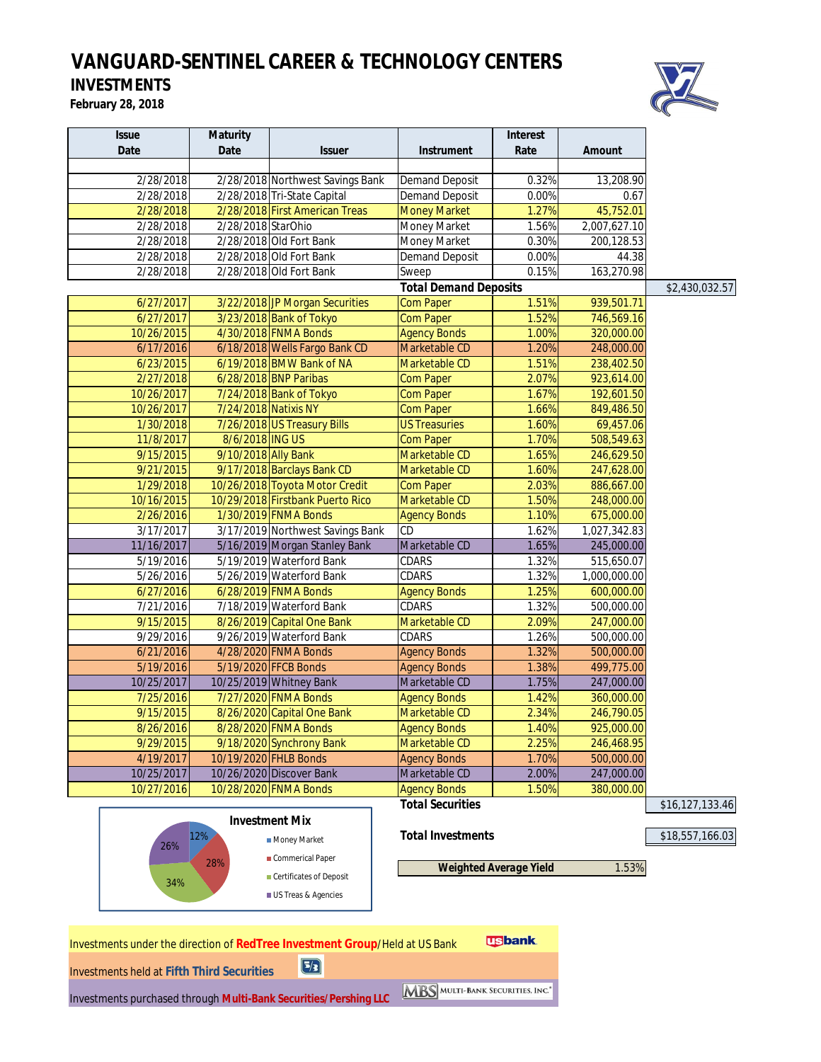# VANGUARD-SENTINEL CAREER & TECHNOLOGY CENTERS

## INVESTMENTS

**February 28, 2018**

| Issue Date | Maturity Date | Issuer | Instrument | Interest Rate | Amount | |
|---|---|---|---|---|---|---|
| 2/28/2018 | 2/28/2018 | Northwest Savings Bank | Demand Deposit | 0.32% | 13,208.90 | |
| 2/28/2018 | 2/28/2018 | Tri-State Capital | Demand Deposit | 0.00% | 0.67 | |
| 2/28/2018 | 2/28/2018 | First American Treas | Money Market | 1.27% | 45,752.01 | |
| 2/28/2018 | 2/28/2018 | StarOhio | Money Market | 1.56% | 2,007,627.10 | |
| 2/28/2018 | 2/28/2018 | Old Fort Bank | Money Market | 0.30% | 200,128.53 | |
| 2/28/2018 | 2/28/2018 | Old Fort Bank | Demand Deposit | 0.00% | 44.38 | |
| 2/28/2018 | 2/28/2018 | Old Fort Bank | Sweep | 0.15% | 163,270.98 | |
| | | | **Total Demand Deposits** | | | $2,430,032.57 |
| 6/27/2017 | 3/22/2018 | JP Morgan Securities | Com Paper | 1.51% | 939,501.71 | |
| 6/27/2017 | 3/23/2018 | Bank of Tokyo | Com Paper | 1.52% | 746,569.16 | |
| 10/26/2015 | 4/30/2018 | FNMA Bonds | Agency Bonds | 1.00% | 320,000.00 | |
| 6/17/2016 | 6/18/2018 | Wells Fargo Bank CD | Marketable CD | 1.20% | 248,000.00 | |
| 6/23/2015 | 6/19/2018 | BMW Bank of NA | Marketable CD | 1.51% | 238,402.50 | |
| 2/27/2018 | 6/28/2018 | BNP Paribas | Com Paper | 2.07% | 923,614.00 | |
| 10/26/2017 | 7/24/2018 | Bank of Tokyo | Com Paper | 1.67% | 192,601.50 | |
| 10/26/2017 | 7/24/2018 | Natixis NY | Com Paper | 1.66% | 849,486.50 | |
| 1/30/2018 | 7/26/2018 | US Treasury Bills | US Treasuries | 1.60% | 69,457.06 | |
| 11/8/2017 | 8/6/2018 | ING US | Com Paper | 1.70% | 508,549.63 | |
| 9/15/2015 | 9/10/2018 | Ally Bank | Marketable CD | 1.65% | 246,629.50 | |
| 9/21/2015 | 9/17/2018 | Barclays Bank CD | Marketable CD | 1.60% | 247,628.00 | |
| 1/29/2018 | 10/26/2018 | Toyota Motor Credit | Com Paper | 2.03% | 886,667.00 | |
| 10/16/2015 | 10/29/2018 | Firstbank Puerto Rico | Marketable CD | 1.50% | 248,000.00 | |
| 2/26/2016 | 1/30/2019 | FNMA Bonds | Agency Bonds | 1.10% | 675,000.00 | |
| 3/17/2017 | 3/17/2019 | Northwest Savings Bank | CD | 1.62% | 1,027,342.83 | |
| 11/16/2017 | 5/16/2019 | Morgan Stanley Bank | Marketable CD | 1.65% | 245,000.00 | |
| 5/19/2016 | 5/19/2019 | Waterford Bank | CDARS | 1.32% | 515,650.07 | |
| 5/26/2016 | 5/26/2019 | Waterford Bank | CDARS | 1.32% | 1,000,000.00 | |
| 6/27/2016 | 6/28/2019 | FNMA Bonds | Agency Bonds | 1.25% | 600,000.00 | |
| 7/21/2016 | 7/18/2019 | Waterford Bank | CDARS | 1.32% | 500,000.00 | |
| 9/15/2015 | 8/26/2019 | Capital One Bank | Marketable CD | 2.09% | 247,000.00 | |
| 9/29/2016 | 9/26/2019 | Waterford Bank | CDARS | 1.26% | 500,000.00 | |
| 6/21/2016 | 4/28/2020 | FNMA Bonds | Agency Bonds | 1.32% | 500,000.00 | |
| 5/19/2016 | 5/19/2020 | FFCB Bonds | Agency Bonds | 1.38% | 499,775.00 | |
| 10/25/2017 | 10/25/2019 | Whitney Bank | Marketable CD | 1.75% | 247,000.00 | |
| 7/25/2016 | 7/27/2020 | FNMA Bonds | Agency Bonds | 1.42% | 360,000.00 | |
| 9/15/2015 | 8/26/2020 | Capital One Bank | Marketable CD | 2.34% | 246,790.05 | |
| 8/26/2016 | 8/28/2020 | FNMA Bonds | Agency Bonds | 1.40% | 925,000.00 | |
| 9/29/2015 | 9/18/2020 | Synchrony Bank | Marketable CD | 2.25% | 246,468.95 | |
| 4/19/2017 | 10/19/2020 | FHLB Bonds | Agency Bonds | 1.70% | 500,000.00 | |
| 10/25/2017 | 10/26/2020 | Discover Bank | Marketable CD | 2.00% | 247,000.00 | |
| 10/27/2016 | 10/28/2020 | FNMA Bonds | Agency Bonds | 1.50% | 380,000.00 | |
| | | | **Total Securities** | | | $16,127,133.46 |
| | | | **Total Investments** | | | $18,557,166.03 |
| | | | **Weighted Average Yield** | | 1.53% | |

**Investment Mix**

- Money Market: 12%
- Commerical Paper: 28%
- Certificates of Deposit: 34%
- US Treas & Agencies: 26%

Investments under the direction of **RedTree Investment Group**/Held at US Bank

Investments held at **Fifth Third Securities**

Investments purchased through **Multi-Bank Securities/Pershing LLC**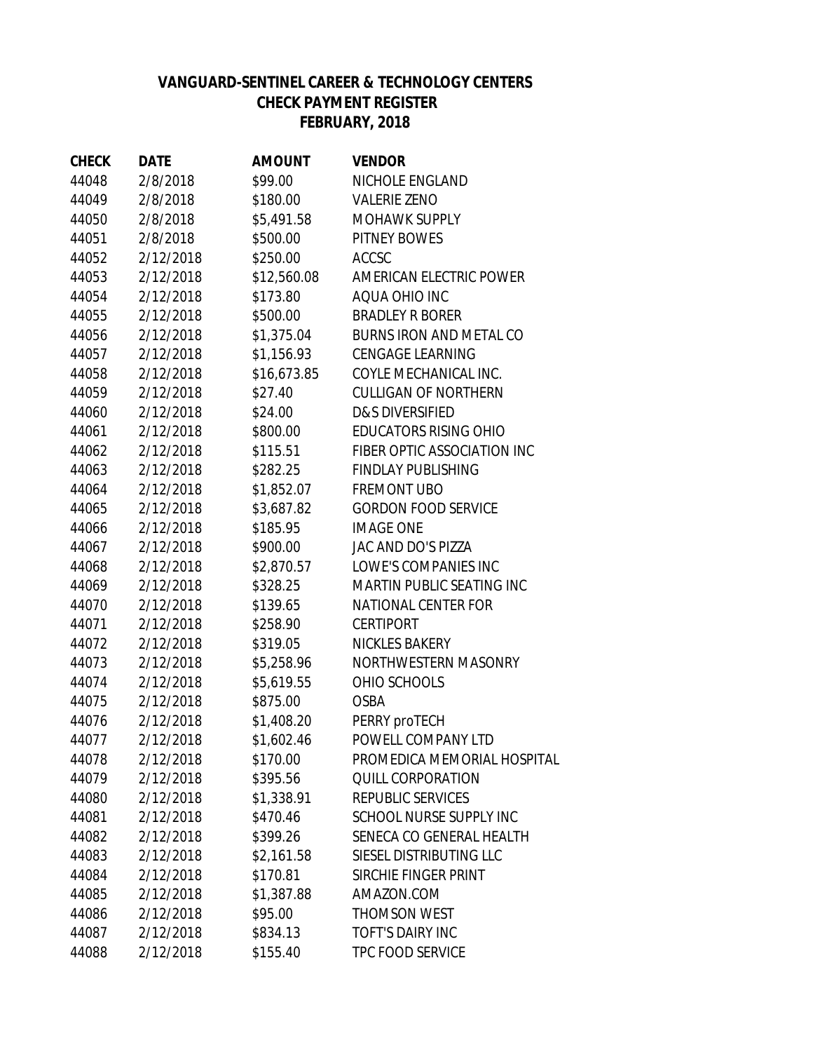**VANGUARD-SENTINEL CAREER & TECHNOLOGY CENTERS**
**CHECK PAYMENT REGISTER**
**FEBRUARY, 2018**

| CHECK | DATE | AMOUNT | VENDOR |
|---|---|---|---|
| 44048 | 2/8/2018 | $99.00 | NICHOLE ENGLAND |
| 44049 | 2/8/2018 | $180.00 | VALERIE ZENO |
| 44050 | 2/8/2018 | $5,491.58 | MOHAWK SUPPLY |
| 44051 | 2/8/2018 | $500.00 | PITNEY BOWES |
| 44052 | 2/12/2018 | $250.00 | ACCSC |
| 44053 | 2/12/2018 | $12,560.08 | AMERICAN ELECTRIC POWER |
| 44054 | 2/12/2018 | $173.80 | AQUA OHIO INC |
| 44055 | 2/12/2018 | $500.00 | BRADLEY R BORER |
| 44056 | 2/12/2018 | $1,375.04 | BURNS IRON AND METAL CO |
| 44057 | 2/12/2018 | $1,156.93 | CENGAGE LEARNING |
| 44058 | 2/12/2018 | $16,673.85 | COYLE MECHANICAL INC. |
| 44059 | 2/12/2018 | $27.40 | CULLIGAN OF NORTHERN |
| 44060 | 2/12/2018 | $24.00 | D&S DIVERSIFIED |
| 44061 | 2/12/2018 | $800.00 | EDUCATORS RISING OHIO |
| 44062 | 2/12/2018 | $115.51 | FIBER OPTIC ASSOCIATION INC |
| 44063 | 2/12/2018 | $282.25 | FINDLAY PUBLISHING |
| 44064 | 2/12/2018 | $1,852.07 | FREMONT UBO |
| 44065 | 2/12/2018 | $3,687.82 | GORDON FOOD SERVICE |
| 44066 | 2/12/2018 | $185.95 | IMAGE ONE |
| 44067 | 2/12/2018 | $900.00 | JAC AND DO'S PIZZA |
| 44068 | 2/12/2018 | $2,870.57 | LOWE'S COMPANIES INC |
| 44069 | 2/12/2018 | $328.25 | MARTIN PUBLIC SEATING INC |
| 44070 | 2/12/2018 | $139.65 | NATIONAL CENTER FOR |
| 44071 | 2/12/2018 | $258.90 | CERTIPORT |
| 44072 | 2/12/2018 | $319.05 | NICKLES BAKERY |
| 44073 | 2/12/2018 | $5,258.96 | NORTHWESTERN MASONRY |
| 44074 | 2/12/2018 | $5,619.55 | OHIO SCHOOLS |
| 44075 | 2/12/2018 | $875.00 | OSBA |
| 44076 | 2/12/2018 | $1,408.20 | PERRY proTECH |
| 44077 | 2/12/2018 | $1,602.46 | POWELL COMPANY LTD |
| 44078 | 2/12/2018 | $170.00 | PROMEDICA MEMORIAL HOSPITAL |
| 44079 | 2/12/2018 | $395.56 | QUILL CORPORATION |
| 44080 | 2/12/2018 | $1,338.91 | REPUBLIC SERVICES |
| 44081 | 2/12/2018 | $470.46 | SCHOOL NURSE SUPPLY INC |
| 44082 | 2/12/2018 | $399.26 | SENECA CO GENERAL HEALTH |
| 44083 | 2/12/2018 | $2,161.58 | SIESEL DISTRIBUTING LLC |
| 44084 | 2/12/2018 | $170.81 | SIRCHIE FINGER PRINT |
| 44085 | 2/12/2018 | $1,387.88 | AMAZON.COM |
| 44086 | 2/12/2018 | $95.00 | THOMSON WEST |
| 44087 | 2/12/2018 | $834.13 | TOFT'S DAIRY INC |
| 44088 | 2/12/2018 | $155.40 | TPC FOOD SERVICE |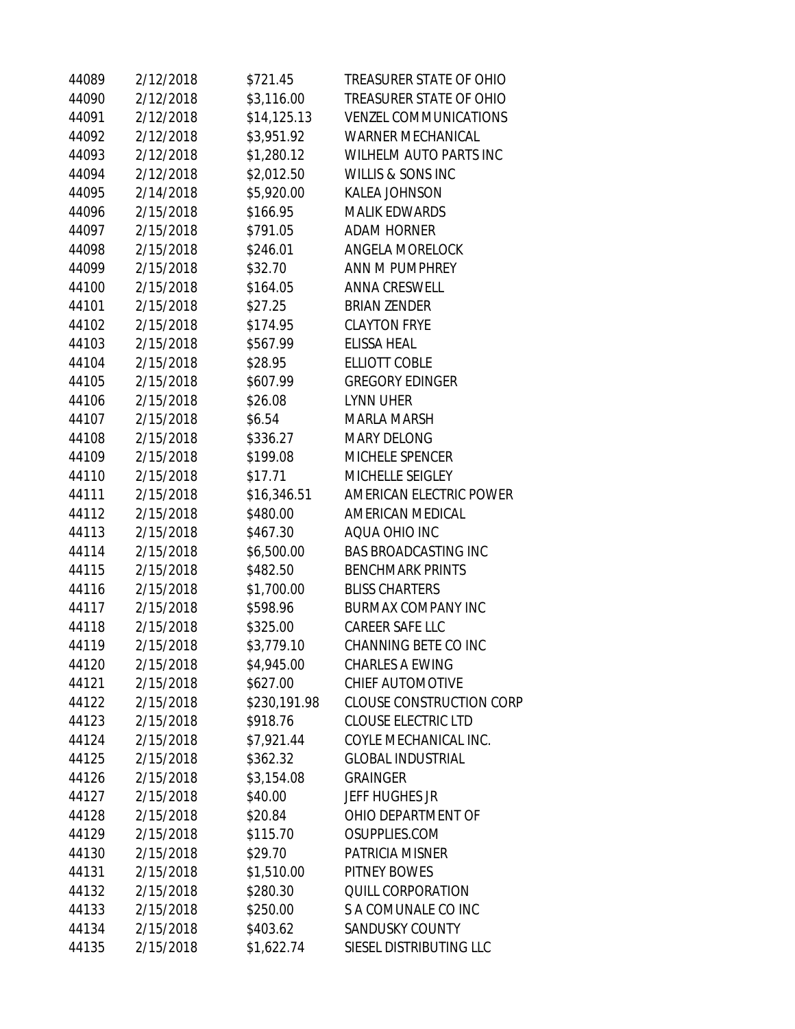| | | | |
|---|---|---|---|
| 44089 | 2/12/2018 | $721.45 | TREASURER STATE OF OHIO |
| 44090 | 2/12/2018 | $3,116.00 | TREASURER STATE OF OHIO |
| 44091 | 2/12/2018 | $14,125.13 | VENZEL COMMUNICATIONS |
| 44092 | 2/12/2018 | $3,951.92 | WARNER MECHANICAL |
| 44093 | 2/12/2018 | $1,280.12 | WILHELM AUTO PARTS INC |
| 44094 | 2/12/2018 | $2,012.50 | WILLIS & SONS INC |
| 44095 | 2/14/2018 | $5,920.00 | KALEA JOHNSON |
| 44096 | 2/15/2018 | $166.95 | MALIK EDWARDS |
| 44097 | 2/15/2018 | $791.05 | ADAM HORNER |
| 44098 | 2/15/2018 | $246.01 | ANGELA MORELOCK |
| 44099 | 2/15/2018 | $32.70 | ANN M PUMPHREY |
| 44100 | 2/15/2018 | $164.05 | ANNA CRESWELL |
| 44101 | 2/15/2018 | $27.25 | BRIAN ZENDER |
| 44102 | 2/15/2018 | $174.95 | CLAYTON FRYE |
| 44103 | 2/15/2018 | $567.99 | ELISSA HEAL |
| 44104 | 2/15/2018 | $28.95 | ELLIOTT COBLE |
| 44105 | 2/15/2018 | $607.99 | GREGORY EDINGER |
| 44106 | 2/15/2018 | $26.08 | LYNN UHER |
| 44107 | 2/15/2018 | $6.54 | MARLA MARSH |
| 44108 | 2/15/2018 | $336.27 | MARY DELONG |
| 44109 | 2/15/2018 | $199.08 | MICHELE SPENCER |
| 44110 | 2/15/2018 | $17.71 | MICHELLE SEIGLEY |
| 44111 | 2/15/2018 | $16,346.51 | AMERICAN ELECTRIC POWER |
| 44112 | 2/15/2018 | $480.00 | AMERICAN MEDICAL |
| 44113 | 2/15/2018 | $467.30 | AQUA OHIO INC |
| 44114 | 2/15/2018 | $6,500.00 | BAS BROADCASTING INC |
| 44115 | 2/15/2018 | $482.50 | BENCHMARK PRINTS |
| 44116 | 2/15/2018 | $1,700.00 | BLISS CHARTERS |
| 44117 | 2/15/2018 | $598.96 | BURMAX COMPANY INC |
| 44118 | 2/15/2018 | $325.00 | CAREER SAFE LLC |
| 44119 | 2/15/2018 | $3,779.10 | CHANNING BETE CO INC |
| 44120 | 2/15/2018 | $4,945.00 | CHARLES A EWING |
| 44121 | 2/15/2018 | $627.00 | CHIEF AUTOMOTIVE |
| 44122 | 2/15/2018 | $230,191.98 | CLOUSE CONSTRUCTION CORP |
| 44123 | 2/15/2018 | $918.76 | CLOUSE ELECTRIC LTD |
| 44124 | 2/15/2018 | $7,921.44 | COYLE MECHANICAL INC. |
| 44125 | 2/15/2018 | $362.32 | GLOBAL INDUSTRIAL |
| 44126 | 2/15/2018 | $3,154.08 | GRAINGER |
| 44127 | 2/15/2018 | $40.00 | JEFF HUGHES JR |
| 44128 | 2/15/2018 | $20.84 | OHIO DEPARTMENT OF |
| 44129 | 2/15/2018 | $115.70 | OSUPPLIES.COM |
| 44130 | 2/15/2018 | $29.70 | PATRICIA MISNER |
| 44131 | 2/15/2018 | $1,510.00 | PITNEY BOWES |
| 44132 | 2/15/2018 | $280.30 | QUILL CORPORATION |
| 44133 | 2/15/2018 | $250.00 | S A COMUNALE CO INC |
| 44134 | 2/15/2018 | $403.62 | SANDUSKY COUNTY |
| 44135 | 2/15/2018 | $1,622.74 | SIESEL DISTRIBUTING LLC |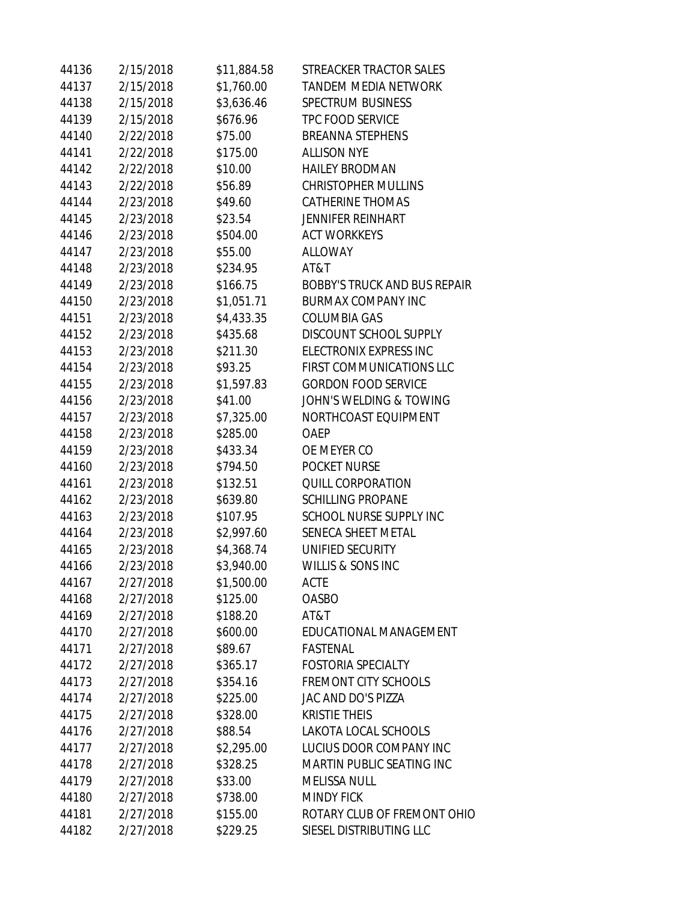| | | | |
|---|---|---|---|
| 44136 | 2/15/2018 | $11,884.58 | STREACKER TRACTOR SALES |
| 44137 | 2/15/2018 | $1,760.00 | TANDEM MEDIA NETWORK |
| 44138 | 2/15/2018 | $3,636.46 | SPECTRUM BUSINESS |
| 44139 | 2/15/2018 | $676.96 | TPC FOOD SERVICE |
| 44140 | 2/22/2018 | $75.00 | BREANNA STEPHENS |
| 44141 | 2/22/2018 | $175.00 | ALLISON NYE |
| 44142 | 2/22/2018 | $10.00 | HAILEY BRODMAN |
| 44143 | 2/22/2018 | $56.89 | CHRISTOPHER MULLINS |
| 44144 | 2/23/2018 | $49.60 | CATHERINE THOMAS |
| 44145 | 2/23/2018 | $23.54 | JENNIFER REINHART |
| 44146 | 2/23/2018 | $504.00 | ACT WORKKEYS |
| 44147 | 2/23/2018 | $55.00 | ALLOWAY |
| 44148 | 2/23/2018 | $234.95 | AT&T |
| 44149 | 2/23/2018 | $166.75 | BOBBY'S TRUCK AND BUS REPAIR |
| 44150 | 2/23/2018 | $1,051.71 | BURMAX COMPANY INC |
| 44151 | 2/23/2018 | $4,433.35 | COLUMBIA GAS |
| 44152 | 2/23/2018 | $435.68 | DISCOUNT SCHOOL SUPPLY |
| 44153 | 2/23/2018 | $211.30 | ELECTRONIX EXPRESS INC |
| 44154 | 2/23/2018 | $93.25 | FIRST COMMUNICATIONS LLC |
| 44155 | 2/23/2018 | $1,597.83 | GORDON FOOD SERVICE |
| 44156 | 2/23/2018 | $41.00 | JOHN'S WELDING & TOWING |
| 44157 | 2/23/2018 | $7,325.00 | NORTHCOAST EQUIPMENT |
| 44158 | 2/23/2018 | $285.00 | OAEP |
| 44159 | 2/23/2018 | $433.34 | OE MEYER CO |
| 44160 | 2/23/2018 | $794.50 | POCKET NURSE |
| 44161 | 2/23/2018 | $132.51 | QUILL CORPORATION |
| 44162 | 2/23/2018 | $639.80 | SCHILLING PROPANE |
| 44163 | 2/23/2018 | $107.95 | SCHOOL NURSE SUPPLY INC |
| 44164 | 2/23/2018 | $2,997.60 | SENECA SHEET METAL |
| 44165 | 2/23/2018 | $4,368.74 | UNIFIED SECURITY |
| 44166 | 2/23/2018 | $3,940.00 | WILLIS & SONS INC |
| 44167 | 2/27/2018 | $1,500.00 | ACTE |
| 44168 | 2/27/2018 | $125.00 | OASBO |
| 44169 | 2/27/2018 | $188.20 | AT&T |
| 44170 | 2/27/2018 | $600.00 | EDUCATIONAL MANAGEMENT |
| 44171 | 2/27/2018 | $89.67 | FASTENAL |
| 44172 | 2/27/2018 | $365.17 | FOSTORIA SPECIALTY |
| 44173 | 2/27/2018 | $354.16 | FREMONT CITY SCHOOLS |
| 44174 | 2/27/2018 | $225.00 | JAC AND DO'S PIZZA |
| 44175 | 2/27/2018 | $328.00 | KRISTIE THEIS |
| 44176 | 2/27/2018 | $88.54 | LAKOTA LOCAL SCHOOLS |
| 44177 | 2/27/2018 | $2,295.00 | LUCIUS DOOR COMPANY INC |
| 44178 | 2/27/2018 | $328.25 | MARTIN PUBLIC SEATING INC |
| 44179 | 2/27/2018 | $33.00 | MELISSA NULL |
| 44180 | 2/27/2018 | $738.00 | MINDY FICK |
| 44181 | 2/27/2018 | $155.00 | ROTARY CLUB OF FREMONT OHIO |
| 44182 | 2/27/2018 | $229.25 | SIESEL DISTRIBUTING LLC |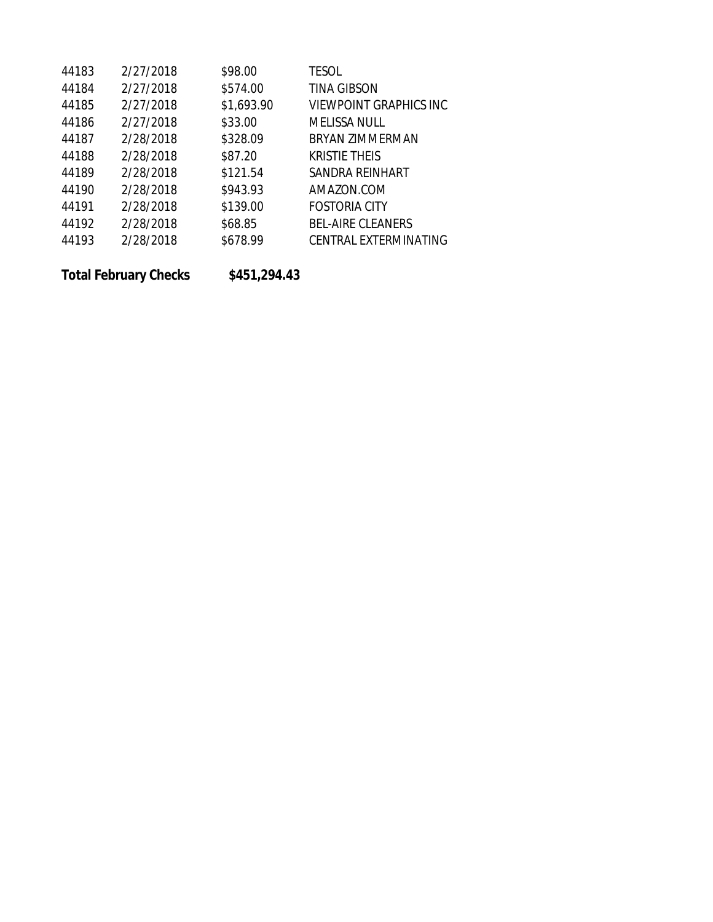| | | | |
|---|---|---|---|
| 44183 | 2/27/2018 | $98.00 | TESOL |
| 44184 | 2/27/2018 | $574.00 | TINA GIBSON |
| 44185 | 2/27/2018 | $1,693.90 | VIEWPOINT GRAPHICS INC |
| 44186 | 2/27/2018 | $33.00 | MELISSA NULL |
| 44187 | 2/28/2018 | $328.09 | BRYAN ZIMMERMAN |
| 44188 | 2/28/2018 | $87.20 | KRISTIE THEIS |
| 44189 | 2/28/2018 | $121.54 | SANDRA REINHART |
| 44190 | 2/28/2018 | $943.93 | AMAZON.COM |
| 44191 | 2/28/2018 | $139.00 | FOSTORIA CITY |
| 44192 | 2/28/2018 | $68.85 | BEL-AIRE CLEANERS |
| 44193 | 2/28/2018 | $678.99 | CENTRAL EXTERMINATING |

**Total February Checks** **$451,294.43**